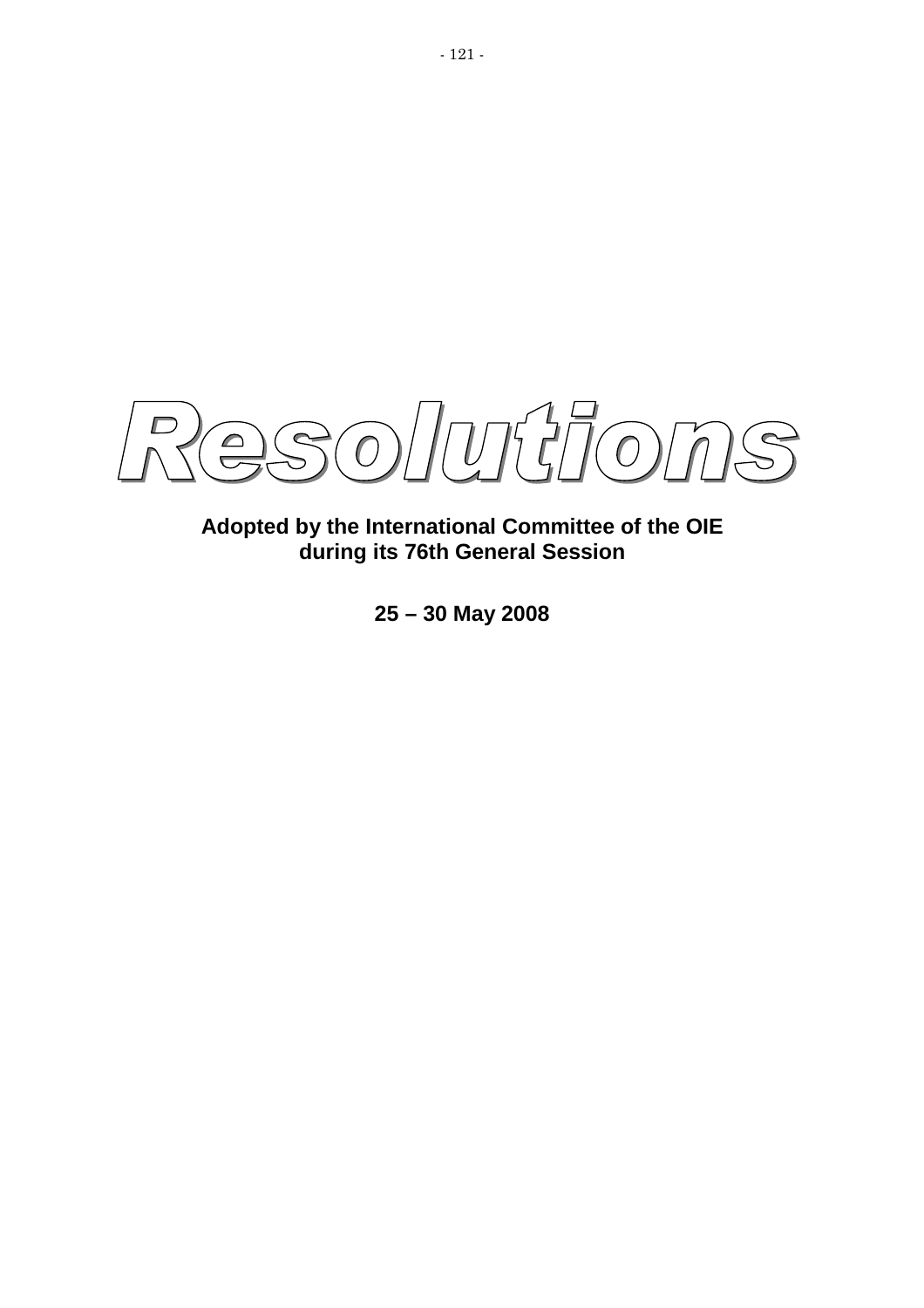# Resolutions

**Adopted by the International Committee of the OIE during its 76th General Session**

**25 – 30 May 2008**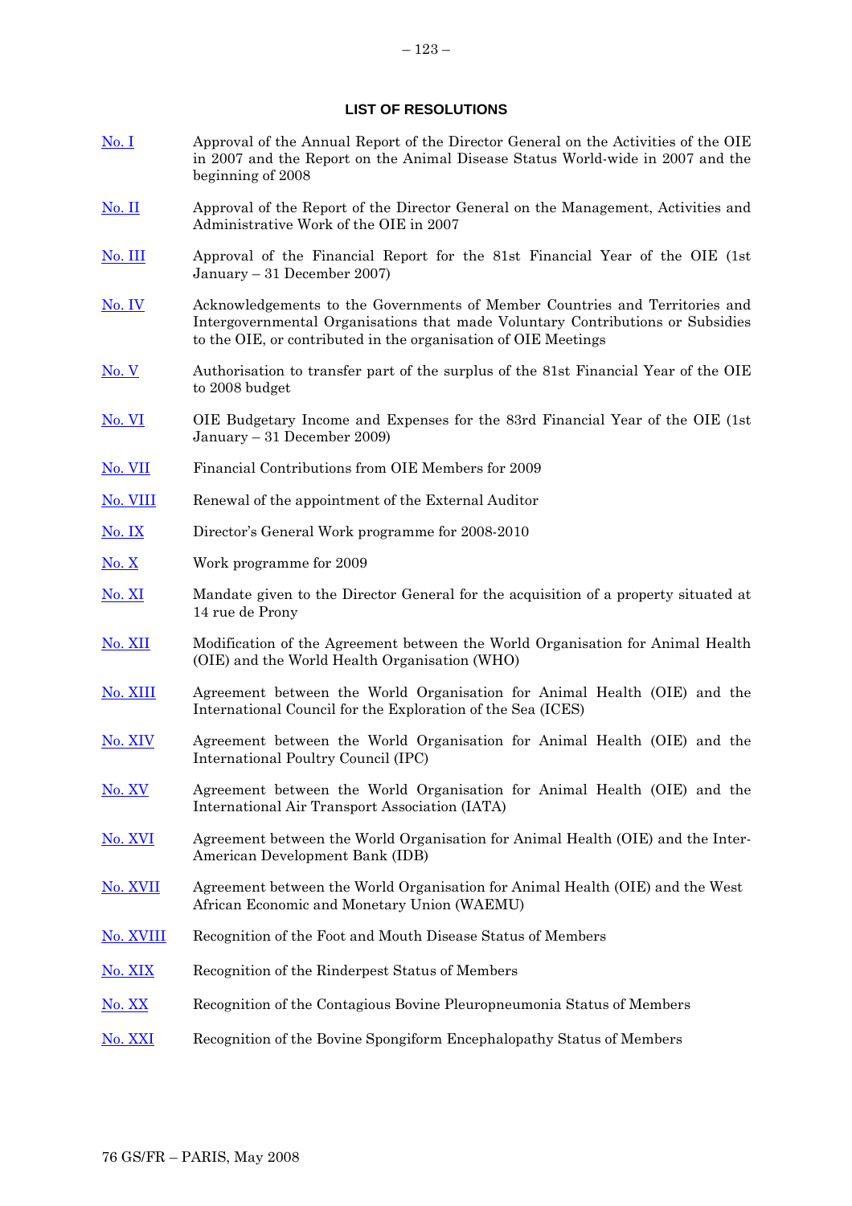## LIST OF RESOLUTIONS

| | |
|---|---|
| No. I | Approval of the Annual Report of the Director General on the Activities of the OIE in 2007 and the Report on the Animal Disease Status World-wide in 2007 and the beginning of 2008 |
| No. II | Approval of the Report of the Director General on the Management, Activities and Administrative Work of the OIE in 2007 |
| No. III | Approval of the Financial Report for the 81st Financial Year of the OIE (1st January – 31 December 2007) |
| No. IV | Acknowledgements to the Governments of Member Countries and Territories and Intergovernmental Organisations that made Voluntary Contributions or Subsidies to the OIE, or contributed in the organisation of OIE Meetings |
| No. V | Authorisation to transfer part of the surplus of the 81st Financial Year of the OIE to 2008 budget |
| No. VI | OIE Budgetary Income and Expenses for the 83rd Financial Year of the OIE (1st January – 31 December 2009) |
| No. VII | Financial Contributions from OIE Members for 2009 |
| No. VIII | Renewal of the appointment of the External Auditor |
| No. IX | Director's General Work programme for 2008-2010 |
| No. X | Work programme for 2009 |
| No. XI | Mandate given to the Director General for the acquisition of a property situated at 14 rue de Prony |
| No. XII | Modification of the Agreement between the World Organisation for Animal Health (OIE) and the World Health Organisation (WHO) |
| No. XIII | Agreement between the World Organisation for Animal Health (OIE) and the International Council for the Exploration of the Sea (ICES) |
| No. XIV | Agreement between the World Organisation for Animal Health (OIE) and the International Poultry Council (IPC) |
| No. XV | Agreement between the World Organisation for Animal Health (OIE) and the International Air Transport Association (IATA) |
| No. XVI | Agreement between the World Organisation for Animal Health (OIE) and the Inter-American Development Bank (IDB) |
| No. XVII | Agreement between the World Organisation for Animal Health (OIE) and the West African Economic and Monetary Union (WAEMU) |
| No. XVIII | Recognition of the Foot and Mouth Disease Status of Members |
| No. XIX | Recognition of the Rinderpest Status of Members |
| No. XX | Recognition of the Contagious Bovine Pleuropneumonia Status of Members |
| No. XXI | Recognition of the Bovine Spongiform Encephalopathy Status of Members |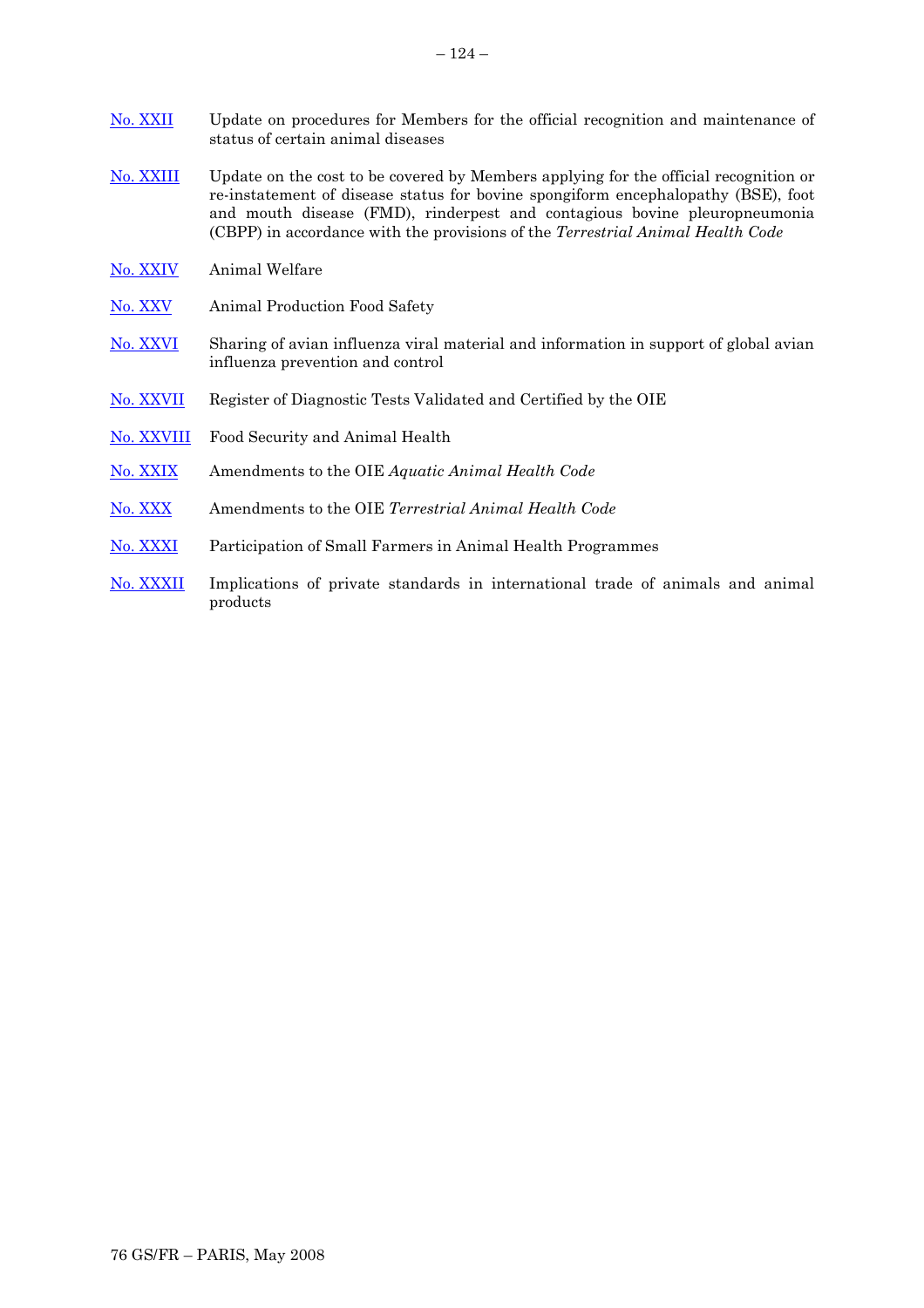[No. XXII](#) Update on procedures for Members for the official recognition and maintenance of status of certain animal diseases

[No. XXIII](#) Update on the cost to be covered by Members applying for the official recognition or re-instatement of disease status for bovine spongiform encephalopathy (BSE), foot and mouth disease (FMD), rinderpest and contagious bovine pleuropneumonia (CBPP) in accordance with the provisions of the *Terrestrial Animal Health Code*

[No. XXIV](#) Animal Welfare

[No. XXV](#) Animal Production Food Safety

[No. XXVI](#) Sharing of avian influenza viral material and information in support of global avian influenza prevention and control

[No. XXVII](#) Register of Diagnostic Tests Validated and Certified by the OIE

[No. XXVIII](#) Food Security and Animal Health

[No. XXIX](#) Amendments to the OIE *Aquatic Animal Health Code*

[No. XXX](#) Amendments to the OIE *Terrestrial Animal Health Code*

[No. XXXI](#) Participation of Small Farmers in Animal Health Programmes

[No. XXXII](#) Implications of private standards in international trade of animals and animal products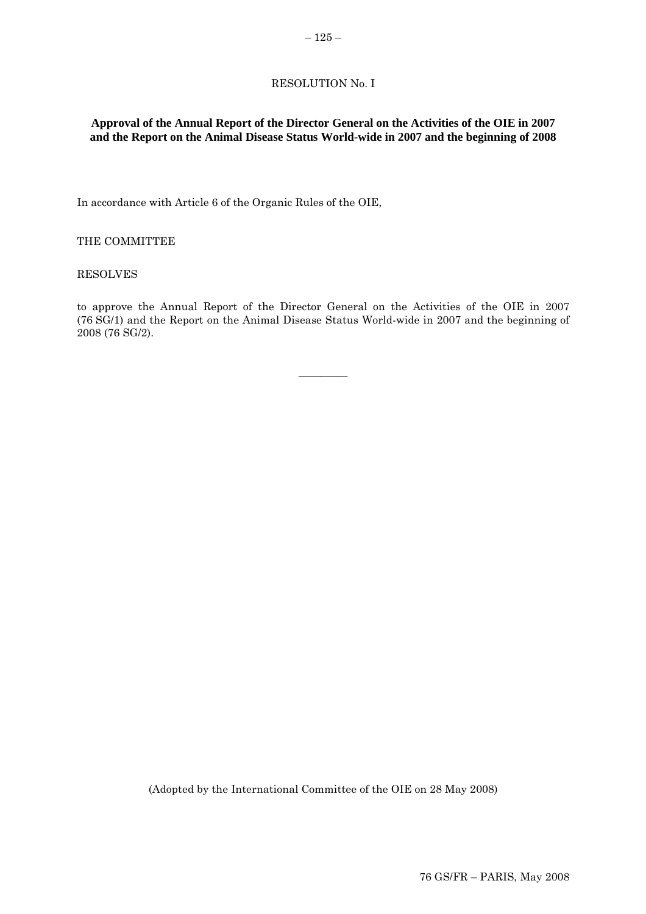RESOLUTION No. I

**Approval of the Annual Report of the Director General on the Activities of the OIE in 2007 and the Report on the Animal Disease Status World-wide in 2007 and the beginning of 2008**

In accordance with Article 6 of the Organic Rules of the OIE,

THE COMMITTEE

RESOLVES

to approve the Annual Report of the Director General on the Activities of the OIE in 2007 (76 SG/1) and the Report on the Animal Disease Status World-wide in 2007 and the beginning of 2008 (76 SG/2).

---

(Adopted by the International Committee of the OIE on 28 May 2008)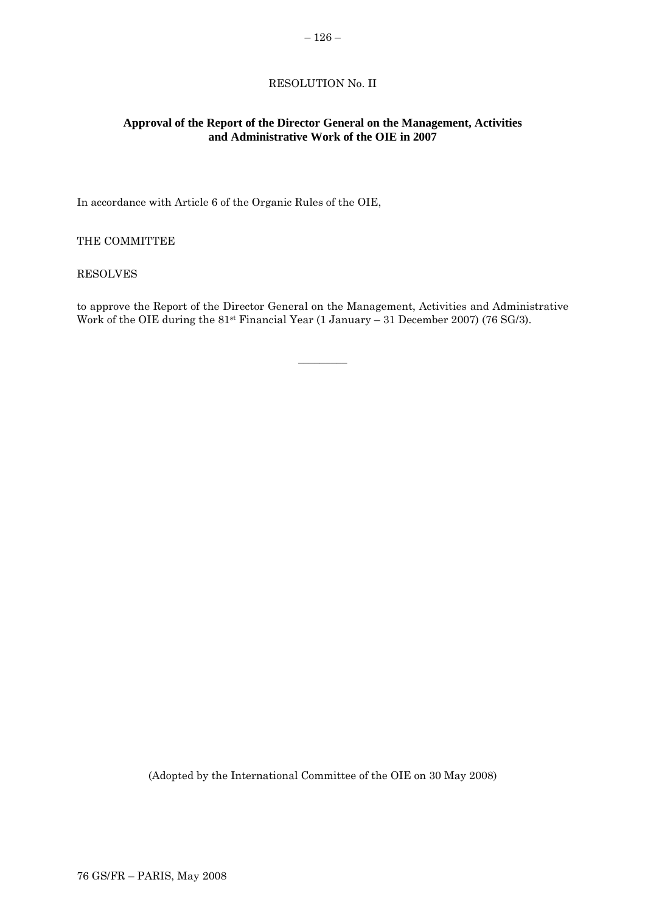RESOLUTION No. II

**Approval of the Report of the Director General on the Management, Activities and Administrative Work of the OIE in 2007**

In accordance with Article 6 of the Organic Rules of the OIE,

THE COMMITTEE

RESOLVES

to approve the Report of the Director General on the Management, Activities and Administrative Work of the OIE during the 81st Financial Year (1 January – 31 December 2007) (76 SG/3).

_________

(Adopted by the International Committee of the OIE on 30 May 2008)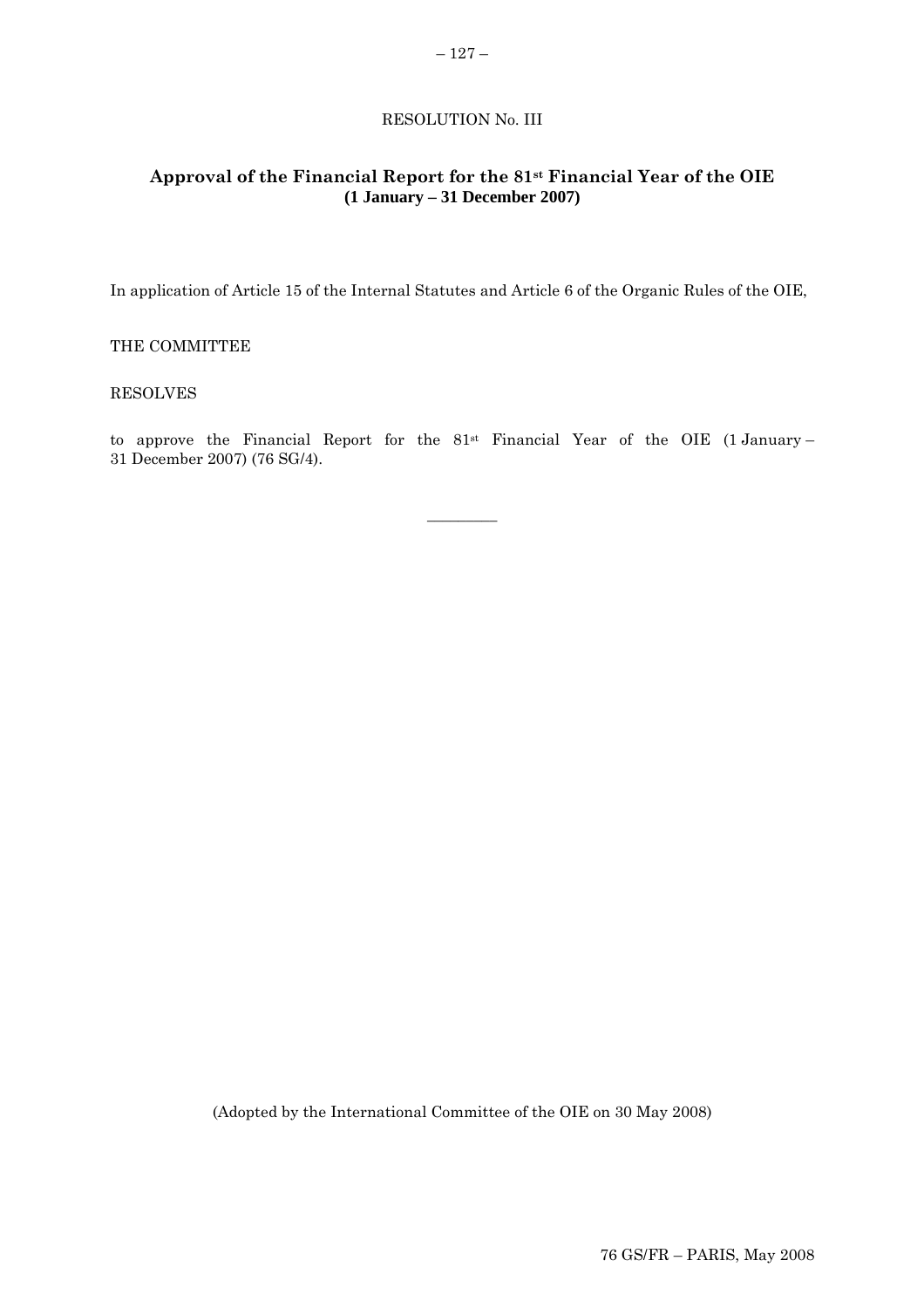RESOLUTION No. III

## Approval of the Financial Report for the 81st Financial Year of the OIE
**(1 January – 31 December 2007)**

In application of Article 15 of the Internal Statutes and Article 6 of the Organic Rules of the OIE,

THE COMMITTEE

RESOLVES

to approve the Financial Report for the 81st Financial Year of the OIE (1 January – 31 December 2007) (76 SG/4).

---

(Adopted by the International Committee of the OIE on 30 May 2008)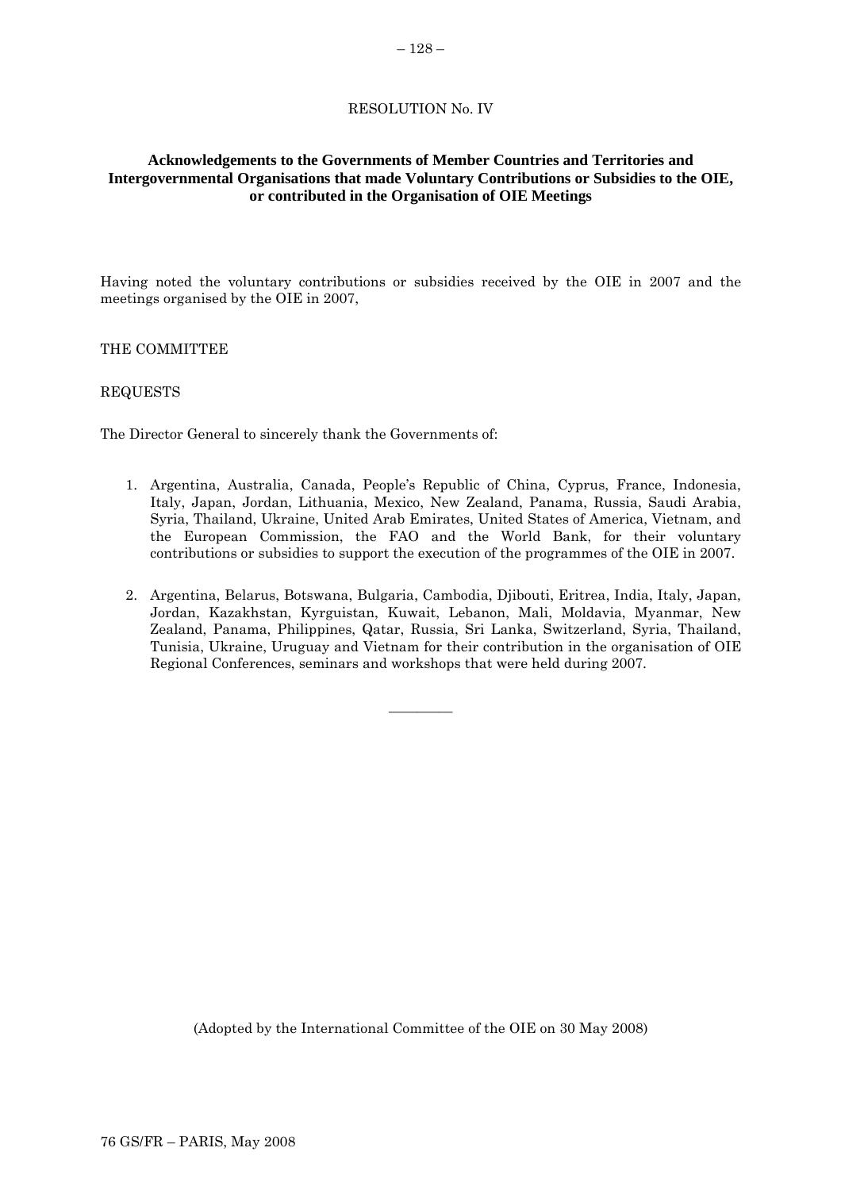RESOLUTION No. IV

**Acknowledgements to the Governments of Member Countries and Territories and Intergovernmental Organisations that made Voluntary Contributions or Subsidies to the OIE, or contributed in the Organisation of OIE Meetings**

Having noted the voluntary contributions or subsidies received by the OIE in 2007 and the meetings organised by the OIE in 2007,

THE COMMITTEE

REQUESTS

The Director General to sincerely thank the Governments of:

1. Argentina, Australia, Canada, People's Republic of China, Cyprus, France, Indonesia, Italy, Japan, Jordan, Lithuania, Mexico, New Zealand, Panama, Russia, Saudi Arabia, Syria, Thailand, Ukraine, United Arab Emirates, United States of America, Vietnam, and the European Commission, the FAO and the World Bank, for their voluntary contributions or subsidies to support the execution of the programmes of the OIE in 2007.

2. Argentina, Belarus, Botswana, Bulgaria, Cambodia, Djibouti, Eritrea, India, Italy, Japan, Jordan, Kazakhstan, Kyrguistan, Kuwait, Lebanon, Mali, Moldavia, Myanmar, New Zealand, Panama, Philippines, Qatar, Russia, Sri Lanka, Switzerland, Syria, Thailand, Tunisia, Ukraine, Uruguay and Vietnam for their contribution in the organisation of OIE Regional Conferences, seminars and workshops that were held during 2007.

---

(Adopted by the International Committee of the OIE on 30 May 2008)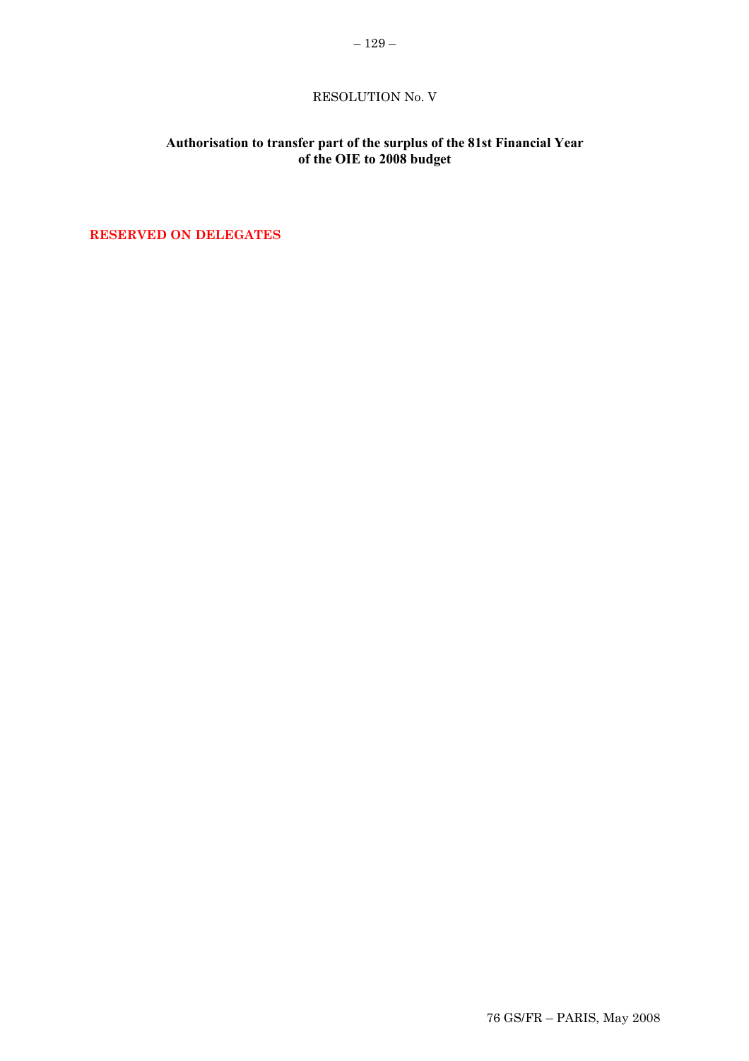RESOLUTION No. V

**Authorisation to transfer part of the surplus of the 81st Financial Year of the OIE to 2008 budget**

**RESERVED ON DELEGATES**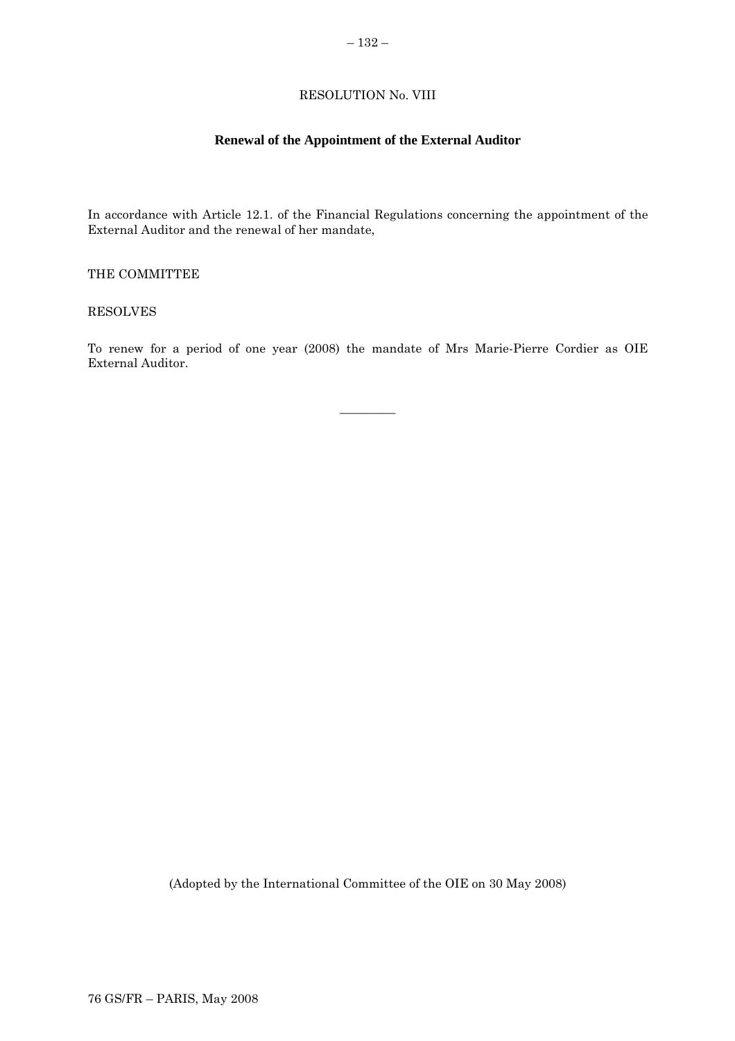RESOLUTION No. VIII

## Renewal of the Appointment of the External Auditor

In accordance with Article 12.1. of the Financial Regulations concerning the appointment of the External Auditor and the renewal of her mandate,

THE COMMITTEE

RESOLVES

To renew for a period of one year (2008) the mandate of Mrs Marie-Pierre Cordier as OIE External Auditor.

---

(Adopted by the International Committee of the OIE on 30 May 2008)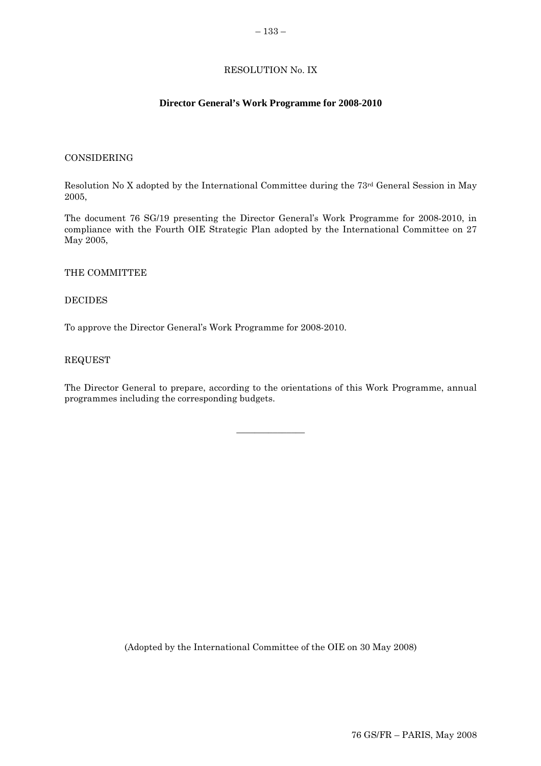RESOLUTION No. IX

## Director General's Work Programme for 2008-2010

CONSIDERING

Resolution No X adopted by the International Committee during the 73rd General Session in May 2005,

The document 76 SG/19 presenting the Director General's Work Programme for 2008-2010, in compliance with the Fourth OIE Strategic Plan adopted by the International Committee on 27 May 2005,

THE COMMITTEE

DECIDES

To approve the Director General's Work Programme for 2008-2010.

REQUEST

The Director General to prepare, according to the orientations of this Work Programme, annual programmes including the corresponding budgets.

---

(Adopted by the International Committee of the OIE on 30 May 2008)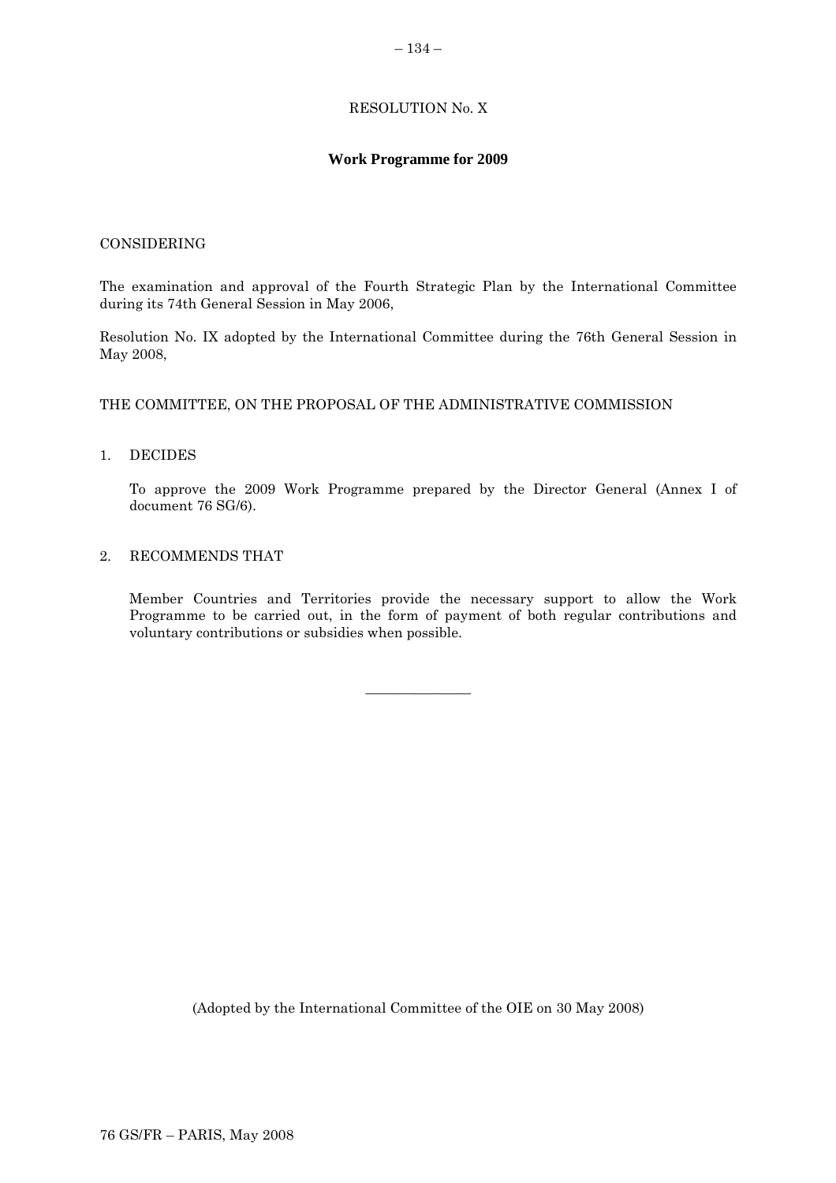# RESOLUTION No. X

## Work Programme for 2009

CONSIDERING

The examination and approval of the Fourth Strategic Plan by the International Committee during its 74th General Session in May 2006,

Resolution No. IX adopted by the International Committee during the 76th General Session in May 2008,

THE COMMITTEE, ON THE PROPOSAL OF THE ADMINISTRATIVE COMMISSION

1. DECIDES

   To approve the 2009 Work Programme prepared by the Director General (Annex I of document 76 SG/6).

2. RECOMMENDS THAT

   Member Countries and Territories provide the necessary support to allow the Work Programme to be carried out, in the form of payment of both regular contributions and voluntary contributions or subsidies when possible.

---

(Adopted by the International Committee of the OIE on 30 May 2008)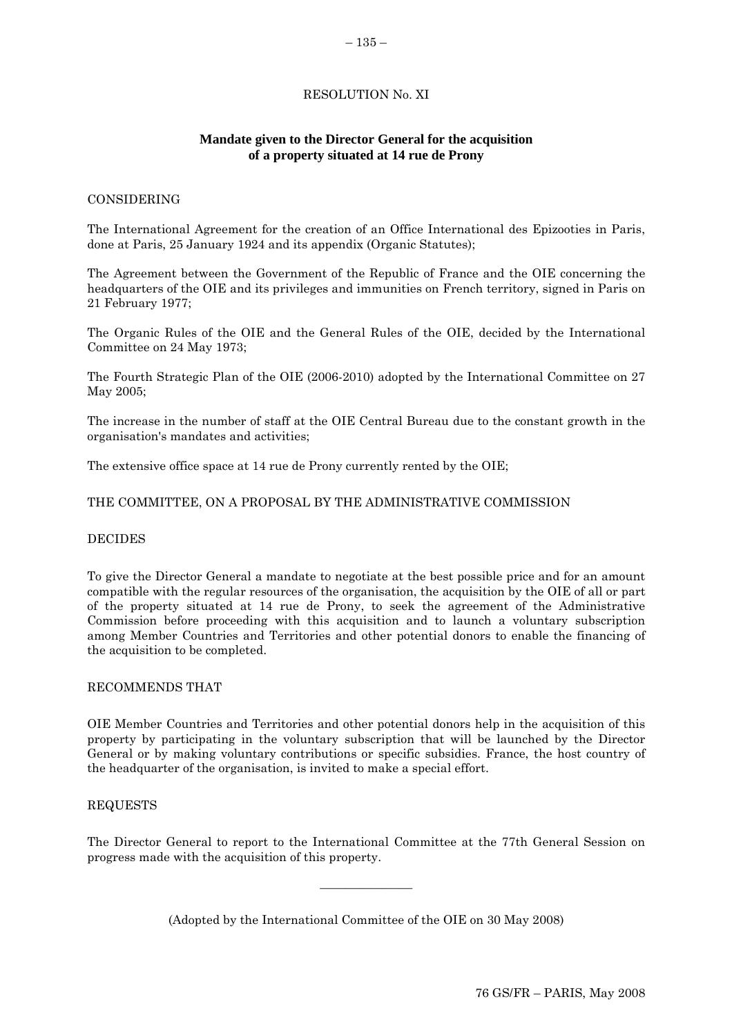RESOLUTION No. XI

## Mandate given to the Director General for the acquisition of a property situated at 14 rue de Prony

CONSIDERING

The International Agreement for the creation of an Office International des Epizooties in Paris, done at Paris, 25 January 1924 and its appendix (Organic Statutes);

The Agreement between the Government of the Republic of France and the OIE concerning the headquarters of the OIE and its privileges and immunities on French territory, signed in Paris on 21 February 1977;

The Organic Rules of the OIE and the General Rules of the OIE, decided by the International Committee on 24 May 1973;

The Fourth Strategic Plan of the OIE (2006-2010) adopted by the International Committee on 27 May 2005;

The increase in the number of staff at the OIE Central Bureau due to the constant growth in the organisation's mandates and activities;

The extensive office space at 14 rue de Prony currently rented by the OIE;

THE COMMITTEE, ON A PROPOSAL BY THE ADMINISTRATIVE COMMISSION

DECIDES

To give the Director General a mandate to negotiate at the best possible price and for an amount compatible with the regular resources of the organisation, the acquisition by the OIE of all or part of the property situated at 14 rue de Prony, to seek the agreement of the Administrative Commission before proceeding with this acquisition and to launch a voluntary subscription among Member Countries and Territories and other potential donors to enable the financing of the acquisition to be completed.

RECOMMENDS THAT

OIE Member Countries and Territories and other potential donors help in the acquisition of this property by participating in the voluntary subscription that will be launched by the Director General or by making voluntary contributions or specific subsidies. France, the host country of the headquarter of the organisation, is invited to make a special effort.

REQUESTS

The Director General to report to the International Committee at the 77th General Session on progress made with the acquisition of this property.

---

(Adopted by the International Committee of the OIE on 30 May 2008)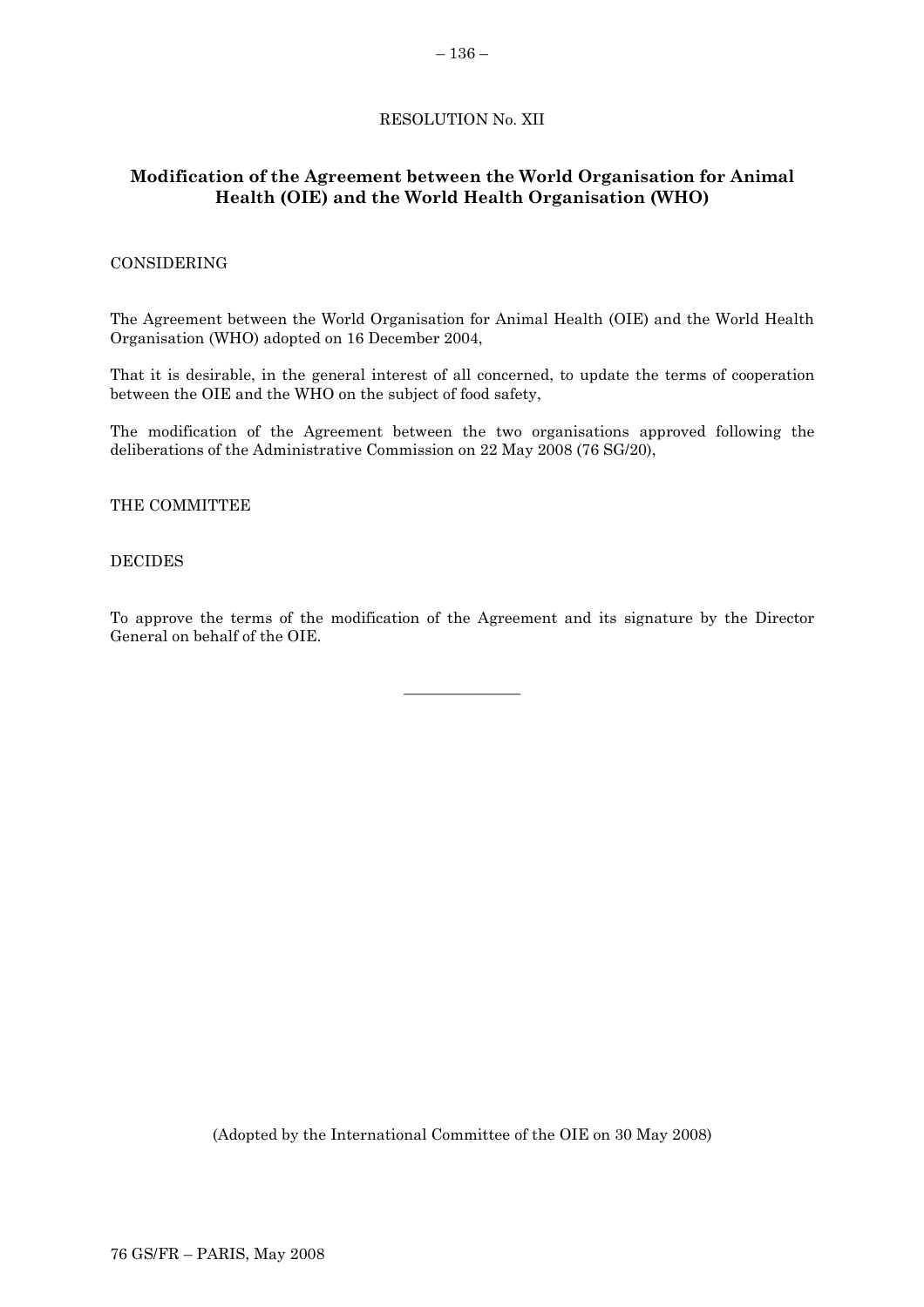RESOLUTION No. XII

## Modification of the Agreement between the World Organisation for Animal Health (OIE) and the World Health Organisation (WHO)

CONSIDERING

The Agreement between the World Organisation for Animal Health (OIE) and the World Health Organisation (WHO) adopted on 16 December 2004,

That it is desirable, in the general interest of all concerned, to update the terms of cooperation between the OIE and the WHO on the subject of food safety,

The modification of the Agreement between the two organisations approved following the deliberations of the Administrative Commission on 22 May 2008 (76 SG/20),

THE COMMITTEE

DECIDES

To approve the terms of the modification of the Agreement and its signature by the Director General on behalf of the OIE.

---

(Adopted by the International Committee of the OIE on 30 May 2008)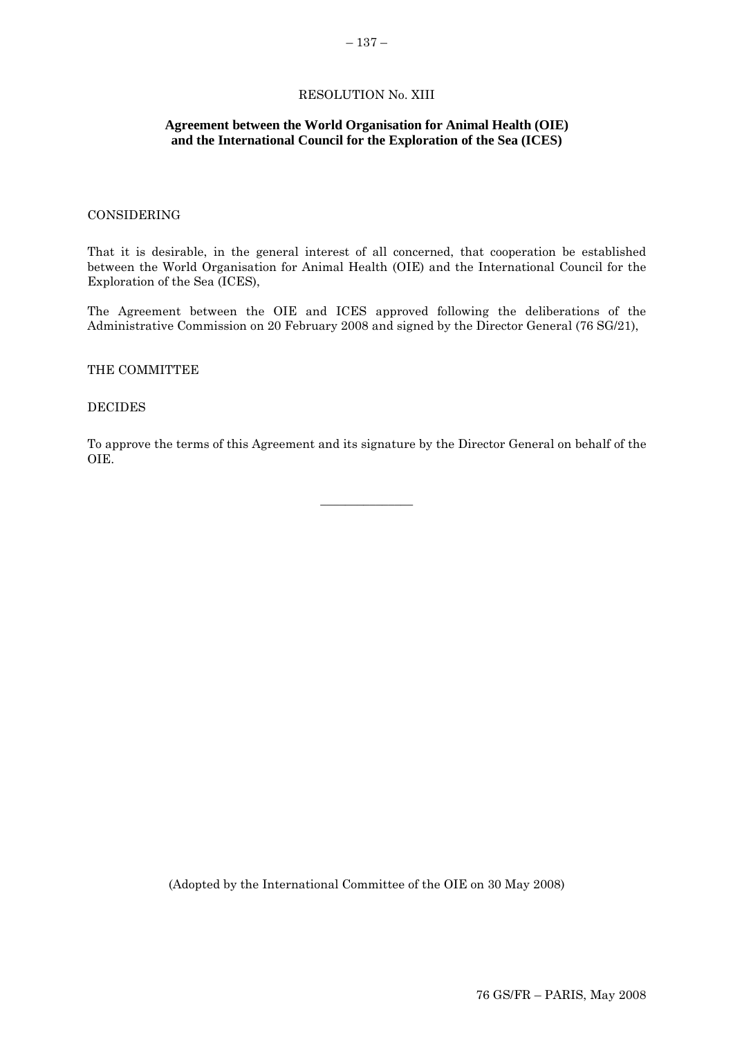RESOLUTION No. XIII

**Agreement between the World Organisation for Animal Health (OIE) and the International Council for the Exploration of the Sea (ICES)**

CONSIDERING

That it is desirable, in the general interest of all concerned, that cooperation be established between the World Organisation for Animal Health (OIE) and the International Council for the Exploration of the Sea (ICES),

The Agreement between the OIE and ICES approved following the deliberations of the Administrative Commission on 20 February 2008 and signed by the Director General (76 SG/21),

THE COMMITTEE

DECIDES

To approve the terms of this Agreement and its signature by the Director General on behalf of the OIE.

---

(Adopted by the International Committee of the OIE on 30 May 2008)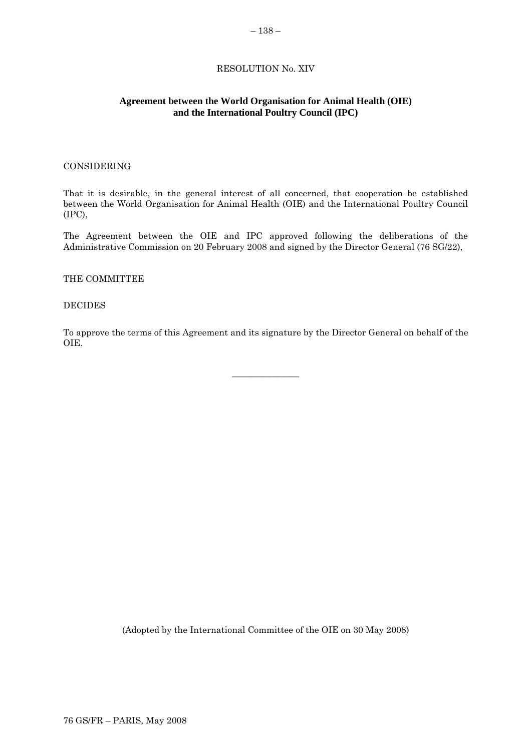RESOLUTION No. XIV

## Agreement between the World Organisation for Animal Health (OIE) and the International Poultry Council (IPC)

CONSIDERING

That it is desirable, in the general interest of all concerned, that cooperation be established between the World Organisation for Animal Health (OIE) and the International Poultry Council (IPC),

The Agreement between the OIE and IPC approved following the deliberations of the Administrative Commission on 20 February 2008 and signed by the Director General (76 SG/22),

THE COMMITTEE

DECIDES

To approve the terms of this Agreement and its signature by the Director General on behalf of the OIE.

______________

(Adopted by the International Committee of the OIE on 30 May 2008)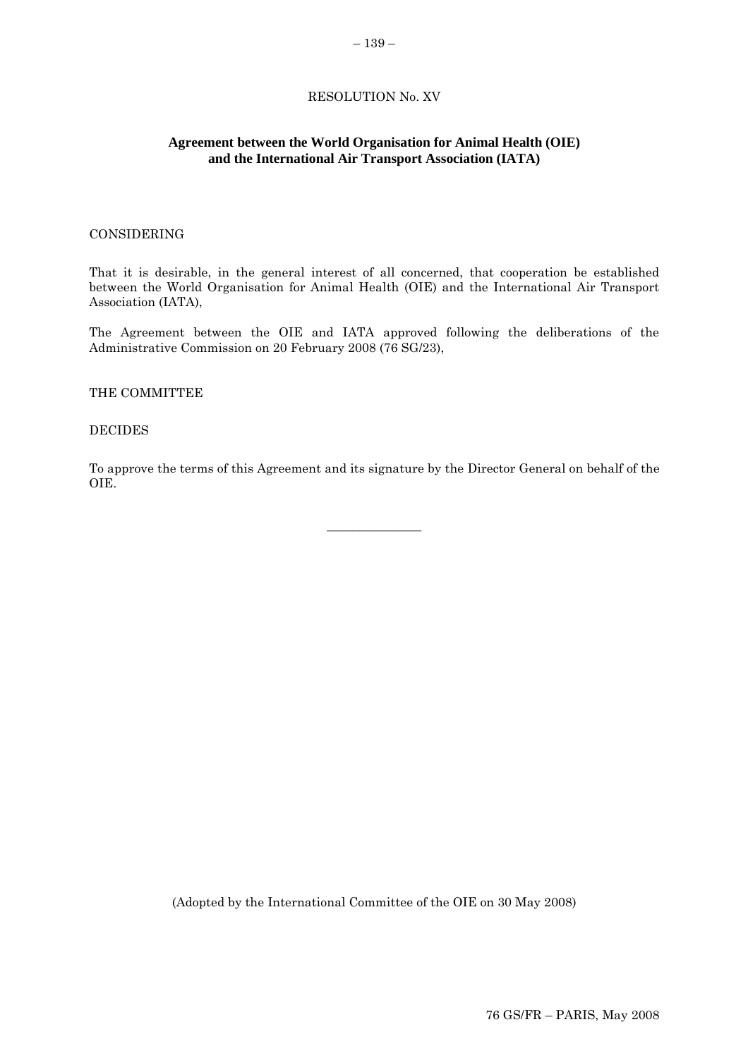RESOLUTION No. XV

**Agreement between the World Organisation for Animal Health (OIE) and the International Air Transport Association (IATA)**

CONSIDERING

That it is desirable, in the general interest of all concerned, that cooperation be established between the World Organisation for Animal Health (OIE) and the International Air Transport Association (IATA),

The Agreement between the OIE and IATA approved following the deliberations of the Administrative Commission on 20 February 2008 (76 SG/23),

THE COMMITTEE

DECIDES

To approve the terms of this Agreement and its signature by the Director General on behalf of the OIE.

---

(Adopted by the International Committee of the OIE on 30 May 2008)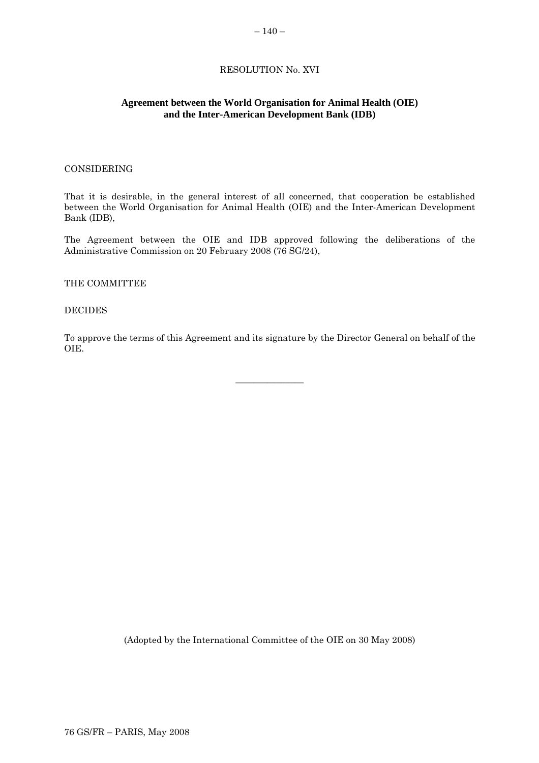RESOLUTION No. XVI

## Agreement between the World Organisation for Animal Health (OIE) and the Inter-American Development Bank (IDB)

CONSIDERING

That it is desirable, in the general interest of all concerned, that cooperation be established between the World Organisation for Animal Health (OIE) and the Inter-American Development Bank (IDB),

The Agreement between the OIE and IDB approved following the deliberations of the Administrative Commission on 20 February 2008 (76 SG/24),

THE COMMITTEE

DECIDES

To approve the terms of this Agreement and its signature by the Director General on behalf of the OIE.

\_\_\_\_\_\_\_\_\_\_\_\_\_\_\_

(Adopted by the International Committee of the OIE on 30 May 2008)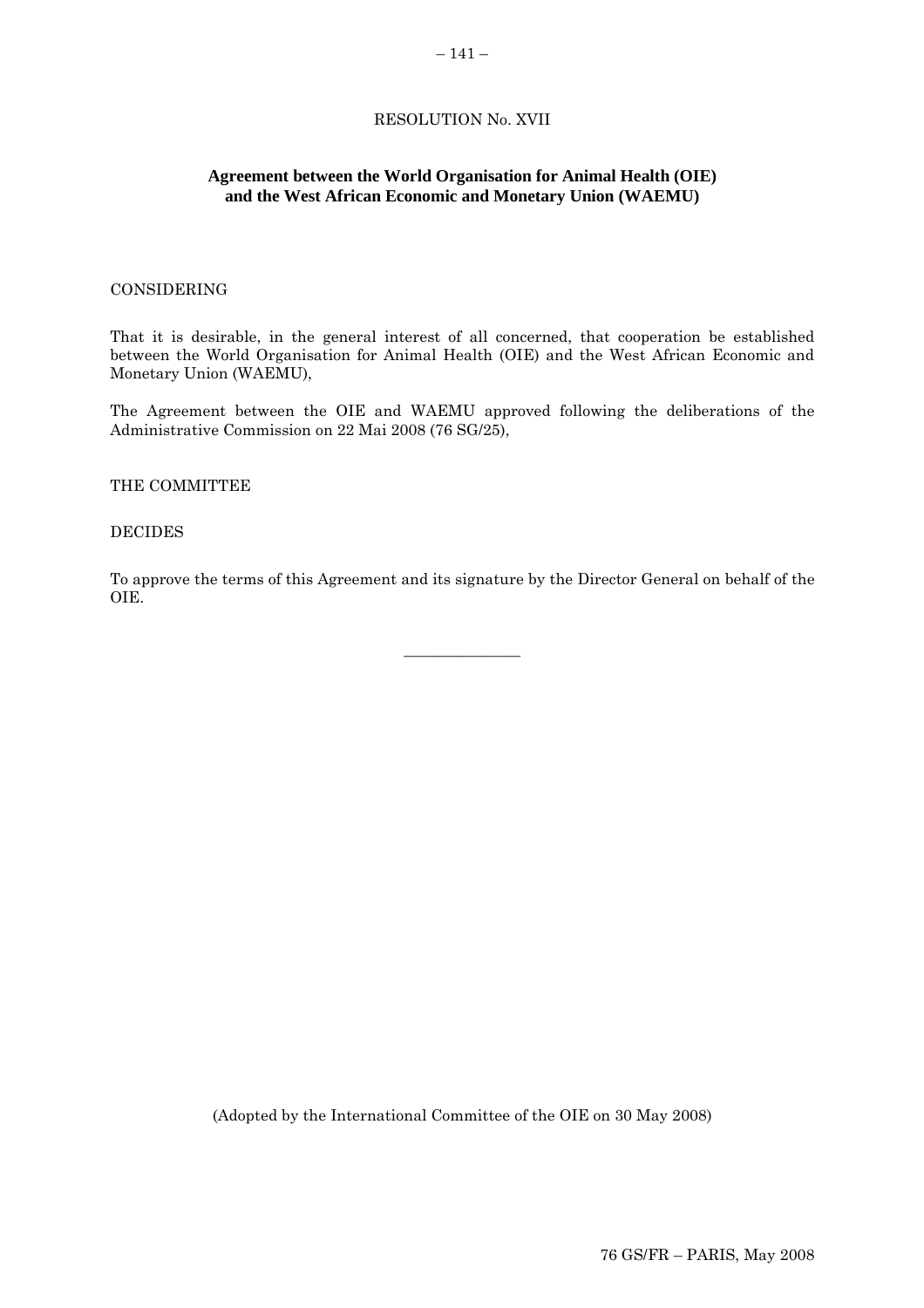# RESOLUTION No. XVII

## Agreement between the World Organisation for Animal Health (OIE) and the West African Economic and Monetary Union (WAEMU)

CONSIDERING

That it is desirable, in the general interest of all concerned, that cooperation be established between the World Organisation for Animal Health (OIE) and the West African Economic and Monetary Union (WAEMU),

The Agreement between the OIE and WAEMU approved following the deliberations of the Administrative Commission on 22 Mai 2008 (76 SG/25),

THE COMMITTEE

DECIDES

To approve the terms of this Agreement and its signature by the Director General on behalf of the OIE.

---

(Adopted by the International Committee of the OIE on 30 May 2008)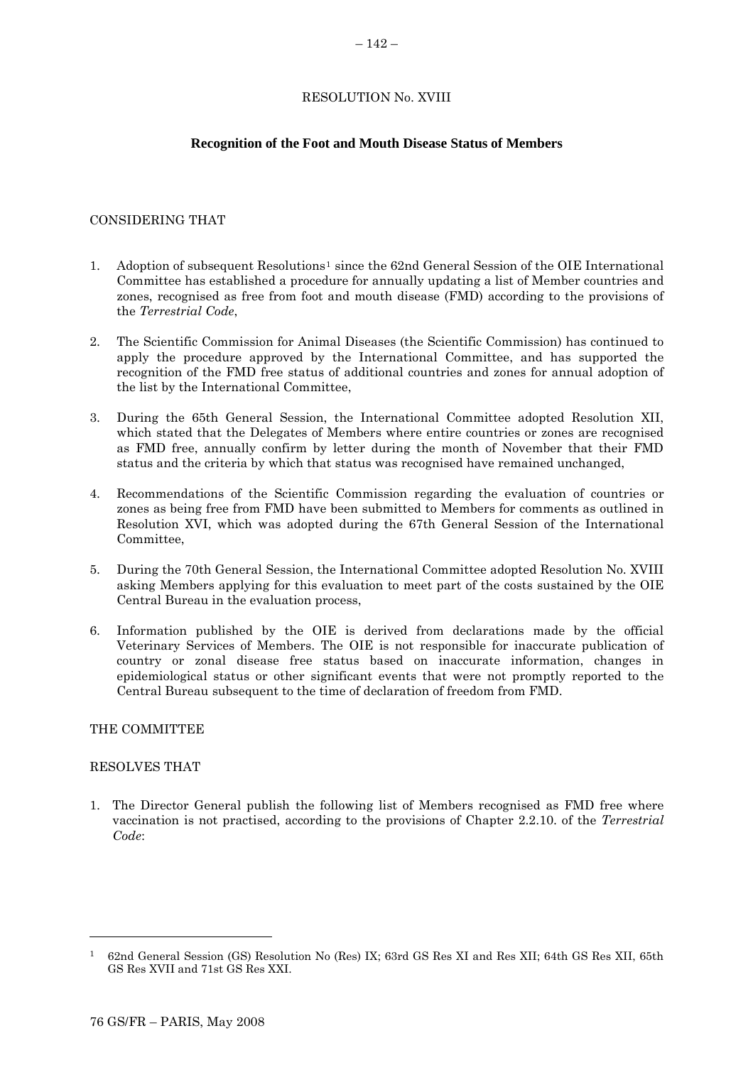RESOLUTION No. XVIII

## Recognition of the Foot and Mouth Disease Status of Members

CONSIDERING THAT

1. Adoption of subsequent Resolutions[1] since the 62nd General Session of the OIE International Committee has established a procedure for annually updating a list of Member countries and zones, recognised as free from foot and mouth disease (FMD) according to the provisions of the *Terrestrial Code*,

2. The Scientific Commission for Animal Diseases (the Scientific Commission) has continued to apply the procedure approved by the International Committee, and has supported the recognition of the FMD free status of additional countries and zones for annual adoption of the list by the International Committee,

3. During the 65th General Session, the International Committee adopted Resolution XII, which stated that the Delegates of Members where entire countries or zones are recognised as FMD free, annually confirm by letter during the month of November that their FMD status and the criteria by which that status was recognised have remained unchanged,

4. Recommendations of the Scientific Commission regarding the evaluation of countries or zones as being free from FMD have been submitted to Members for comments as outlined in Resolution XVI, which was adopted during the 67th General Session of the International Committee,

5. During the 70th General Session, the International Committee adopted Resolution No. XVIII asking Members applying for this evaluation to meet part of the costs sustained by the OIE Central Bureau in the evaluation process,

6. Information published by the OIE is derived from declarations made by the official Veterinary Services of Members. The OIE is not responsible for inaccurate publication of country or zonal disease free status based on inaccurate information, changes in epidemiological status or other significant events that were not promptly reported to the Central Bureau subsequent to the time of declaration of freedom from FMD.

THE COMMITTEE

RESOLVES THAT

1. The Director General publish the following list of Members recognised as FMD free where vaccination is not practised, according to the provisions of Chapter 2.2.10. of the *Terrestrial Code*:

---

[1] 62nd General Session (GS) Resolution No (Res) IX; 63rd GS Res XI and Res XII; 64th GS Res XII, 65th GS Res XVII and 71st GS Res XXI.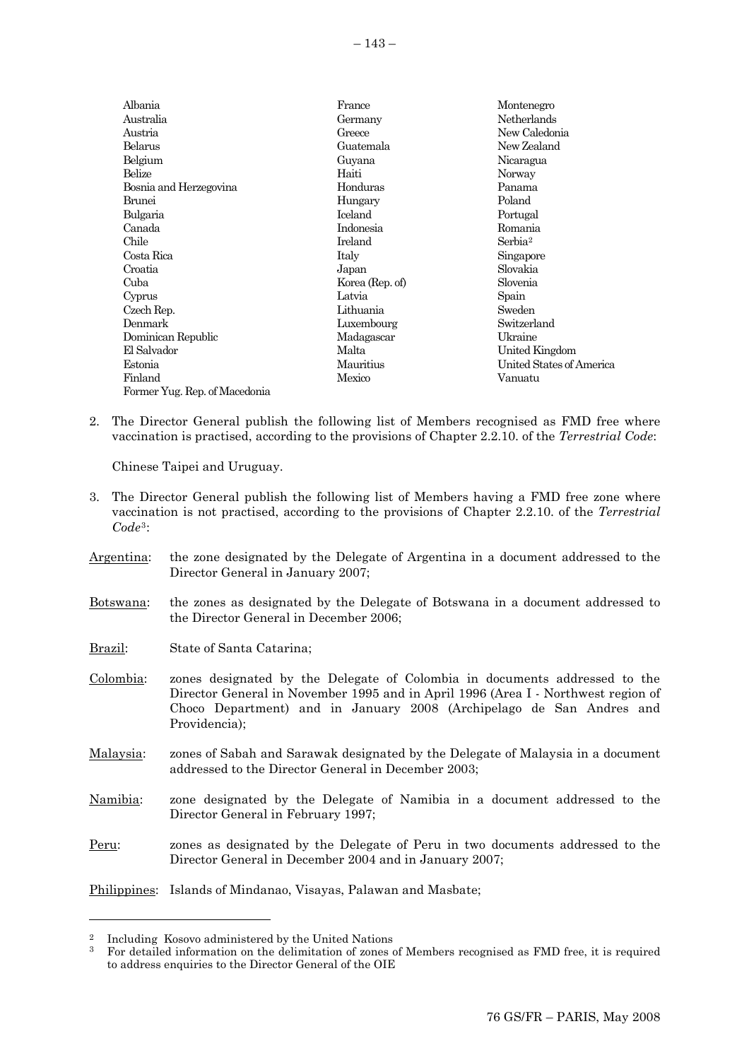Albania
Australia
Austria
Belarus
Belgium
Belize
Bosnia and Herzegovina
Brunei
Bulgaria
Canada
Chile
Costa Rica
Croatia
Cuba
Cyprus
Czech Rep.
Denmark
Dominican Republic
El Salvador
Estonia
Finland
Former Yug. Rep. of Macedonia
France
Germany
Greece
Guatemala
Guyana
Haiti
Honduras
Hungary
Iceland
Indonesia
Ireland
Italy
Japan
Korea (Rep. of)
Latvia
Lithuania
Luxembourg
Madagascar
Malta
Mauritius
Mexico
Montenegro
Netherlands
New Caledonia
New Zealand
Nicaragua
Norway
Panama
Poland
Portugal
Romania
Serbia[2]
Singapore
Slovakia
Slovenia
Spain
Sweden
Switzerland
Ukraine
United Kingdom
United States of America
Vanuatu

2. The Director General publish the following list of Members recognised as FMD free where vaccination is practised, according to the provisions of Chapter 2.2.10. of the *Terrestrial Code*:

   Chinese Taipei and Uruguay.

3. The Director General publish the following list of Members having a FMD free zone where vaccination is not practised, according to the provisions of Chapter 2.2.10. of the *Terrestrial Code*[3]:

Argentina: the zone designated by the Delegate of Argentina in a document addressed to the Director General in January 2007;

Botswana: the zones as designated by the Delegate of Botswana in a document addressed to the Director General in December 2006;

Brazil: State of Santa Catarina;

Colombia: zones designated by the Delegate of Colombia in documents addressed to the Director General in November 1995 and in April 1996 (Area I - Northwest region of Choco Department) and in January 2008 (Archipelago de San Andres and Providencia);

Malaysia: zones of Sabah and Sarawak designated by the Delegate of Malaysia in a document addressed to the Director General in December 2003;

Namibia: zone designated by the Delegate of Namibia in a document addressed to the Director General in February 1997;

Peru: zones as designated by the Delegate of Peru in two documents addressed to the Director General in December 2004 and in January 2007;

Philippines: Islands of Mindanao, Visayas, Palawan and Masbate;

---

[2] Including Kosovo administered by the United Nations

[3] For detailed information on the delimitation of zones of Members recognised as FMD free, it is required to address enquiries to the Director General of the OIE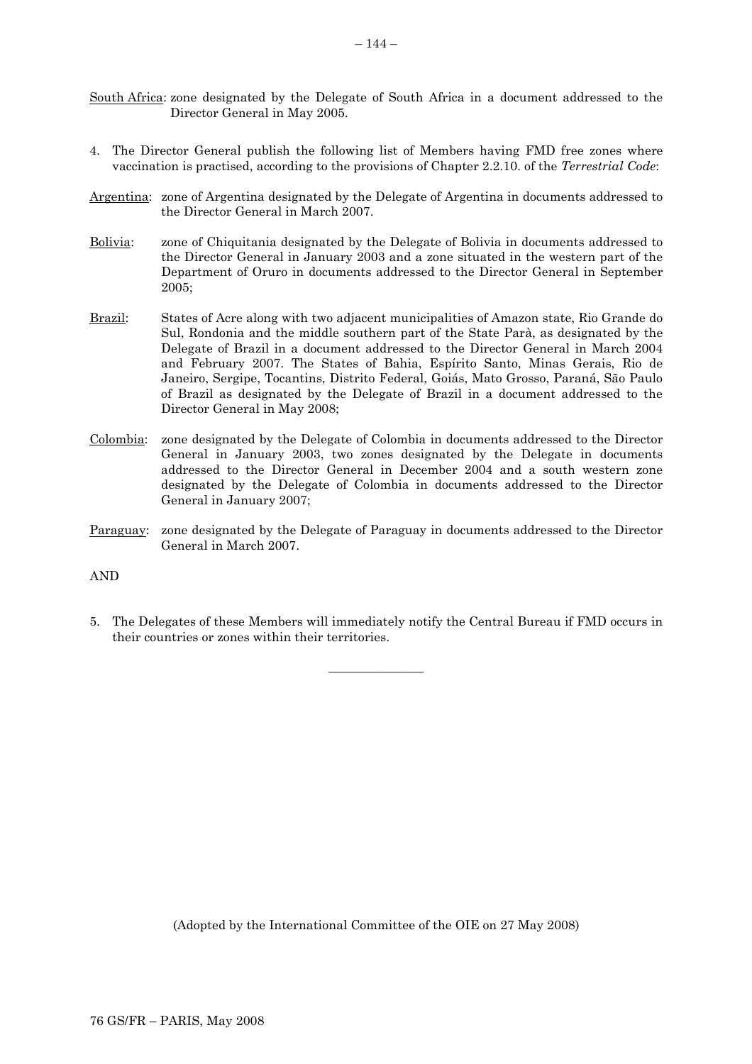South Africa: zone designated by the Delegate of South Africa in a document addressed to the Director General in May 2005.

4. The Director General publish the following list of Members having FMD free zones where vaccination is practised, according to the provisions of Chapter 2.2.10. of the *Terrestrial Code*:

Argentina: zone of Argentina designated by the Delegate of Argentina in documents addressed to the Director General in March 2007.

Bolivia: zone of Chiquitania designated by the Delegate of Bolivia in documents addressed to the Director General in January 2003 and a zone situated in the western part of the Department of Oruro in documents addressed to the Director General in September 2005;

Brazil: States of Acre along with two adjacent municipalities of Amazon state, Rio Grande do Sul, Rondonia and the middle southern part of the State Parà, as designated by the Delegate of Brazil in a document addressed to the Director General in March 2004 and February 2007. The States of Bahia, Espírito Santo, Minas Gerais, Rio de Janeiro, Sergipe, Tocantins, Distrito Federal, Goiás, Mato Grosso, Paraná, São Paulo of Brazil as designated by the Delegate of Brazil in a document addressed to the Director General in May 2008;

Colombia: zone designated by the Delegate of Colombia in documents addressed to the Director General in January 2003, two zones designated by the Delegate in documents addressed to the Director General in December 2004 and a south western zone designated by the Delegate of Colombia in documents addressed to the Director General in January 2007;

Paraguay: zone designated by the Delegate of Paraguay in documents addressed to the Director General in March 2007.

AND

5. The Delegates of these Members will immediately notify the Central Bureau if FMD occurs in their countries or zones within their territories.

---

(Adopted by the International Committee of the OIE on 27 May 2008)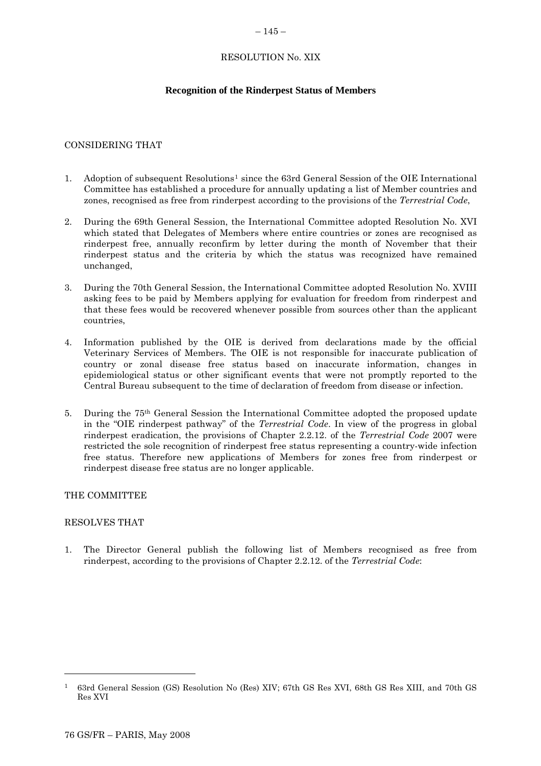RESOLUTION No. XIX

## Recognition of the Rinderpest Status of Members

CONSIDERING THAT

1. Adoption of subsequent Resolutions[1] since the 63rd General Session of the OIE International Committee has established a procedure for annually updating a list of Member countries and zones, recognised as free from rinderpest according to the provisions of the *Terrestrial Code*,

2. During the 69th General Session, the International Committee adopted Resolution No. XVI which stated that Delegates of Members where entire countries or zones are recognised as rinderpest free, annually reconfirm by letter during the month of November that their rinderpest status and the criteria by which the status was recognized have remained unchanged,

3. During the 70th General Session, the International Committee adopted Resolution No. XVIII asking fees to be paid by Members applying for evaluation for freedom from rinderpest and that these fees would be recovered whenever possible from sources other than the applicant countries,

4. Information published by the OIE is derived from declarations made by the official Veterinary Services of Members. The OIE is not responsible for inaccurate publication of country or zonal disease free status based on inaccurate information, changes in epidemiological status or other significant events that were not promptly reported to the Central Bureau subsequent to the time of declaration of freedom from disease or infection.

5. During the 75th General Session the International Committee adopted the proposed update in the "OIE rinderpest pathway" of the *Terrestrial Code*. In view of the progress in global rinderpest eradication, the provisions of Chapter 2.2.12. of the *Terrestrial Code* 2007 were restricted the sole recognition of rinderpest free status representing a country-wide infection free status. Therefore new applications of Members for zones free from rinderpest or rinderpest disease free status are no longer applicable.

THE COMMITTEE

RESOLVES THAT

1. The Director General publish the following list of Members recognised as free from rinderpest, according to the provisions of Chapter 2.2.12. of the *Terrestrial Code*:

[1] 63rd General Session (GS) Resolution No (Res) XIV; 67th GS Res XVI, 68th GS Res XIII, and 70th GS Res XVI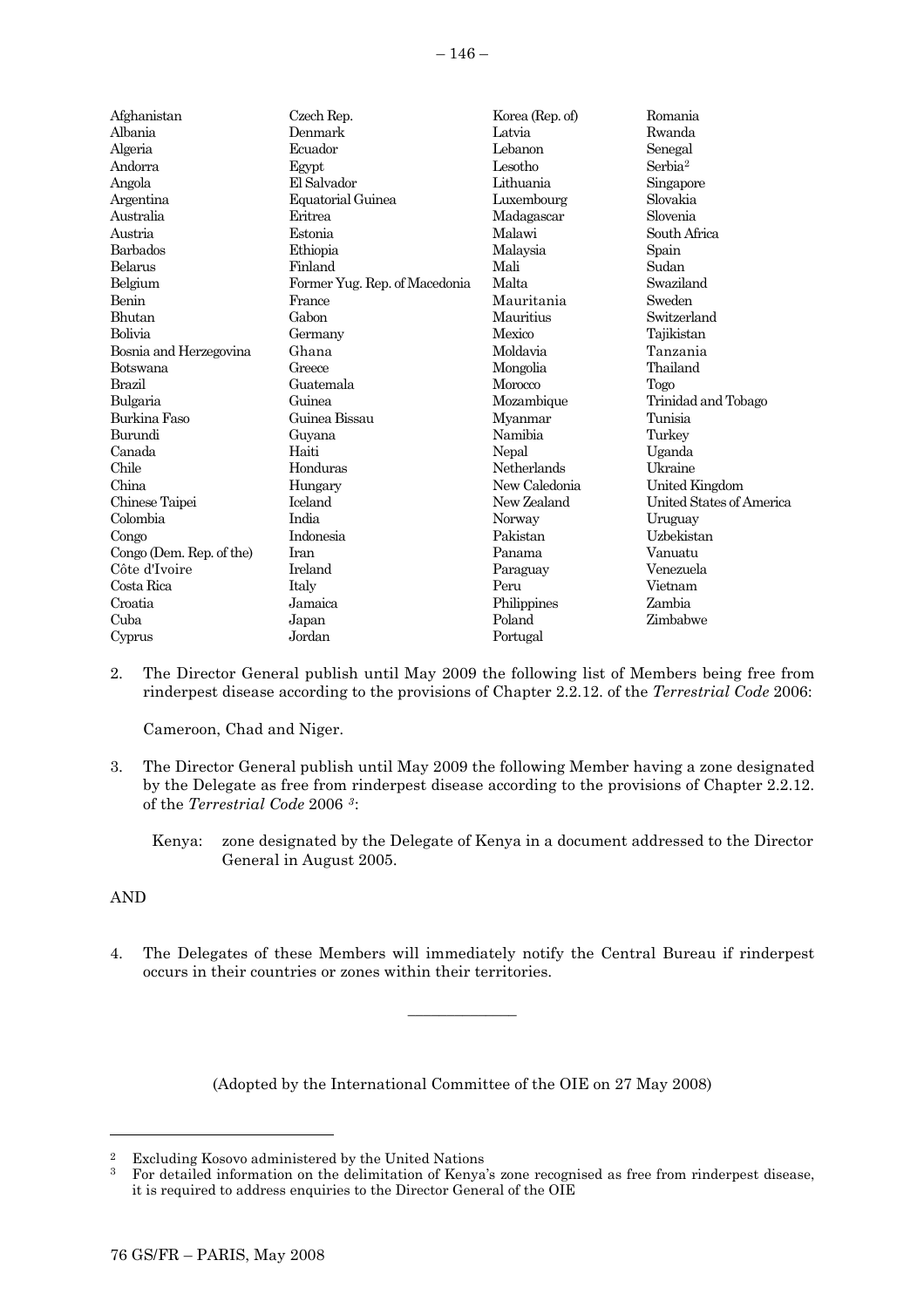Afghanistan
Albania
Algeria
Andorra
Angola
Argentina
Australia
Austria
Barbados
Belarus
Belgium
Benin
Bhutan
Bolivia
Bosnia and Herzegovina
Botswana
Brazil
Bulgaria
Burkina Faso
Burundi
Canada
Chile
China
Chinese Taipei
Colombia
Congo
Congo (Dem. Rep. of the)
Côte d'Ivoire
Costa Rica
Croatia
Cuba
Cyprus
Czech Rep.
Denmark
Ecuador
Egypt
El Salvador
Equatorial Guinea
Eritrea
Estonia
Ethiopia
Finland
Former Yug. Rep. of Macedonia
France
Gabon
Germany
Ghana
Greece
Guatemala
Guinea
Guinea Bissau
Guyana
Haiti
Honduras
Hungary
Iceland
India
Indonesia
Iran
Ireland
Italy
Jamaica
Japan
Jordan
Korea (Rep. of)
Latvia
Lebanon
Lesotho
Lithuania
Luxembourg
Madagascar
Malawi
Malaysia
Mali
Malta
Mauritania
Mauritius
Mexico
Moldavia
Mongolia
Morocco
Mozambique
Myanmar
Namibia
Nepal
Netherlands
New Caledonia
New Zealand
Norway
Pakistan
Panama
Paraguay
Peru
Philippines
Poland
Portugal
Romania
Rwanda
Senegal
Serbia[2]
Singapore
Slovakia
Slovenia
South Africa
Spain
Sudan
Swaziland
Sweden
Switzerland
Tajikistan
Tanzania
Thailand
Togo
Trinidad and Tobago
Tunisia
Turkey
Uganda
Ukraine
United Kingdom
United States of America
Uruguay
Uzbekistan
Vanuatu
Venezuela
Vietnam
Zambia
Zimbabwe

2. The Director General publish until May 2009 the following list of Members being free from rinderpest disease according to the provisions of Chapter 2.2.12. of the *Terrestrial Code* 2006:

   Cameroon, Chad and Niger.

3. The Director General publish until May 2009 the following Member having a zone designated by the Delegate as free from rinderpest disease according to the provisions of Chapter 2.2.12. of the *Terrestrial Code* 2006 [3]:

   Kenya: zone designated by the Delegate of Kenya in a document addressed to the Director General in August 2005.

AND

4. The Delegates of these Members will immediately notify the Central Bureau if rinderpest occurs in their countries or zones within their territories.

---

(Adopted by the International Committee of the OIE on 27 May 2008)

[2] Excluding Kosovo administered by the United Nations

[3] For detailed information on the delimitation of Kenya's zone recognised as free from rinderpest disease, it is required to address enquiries to the Director General of the OIE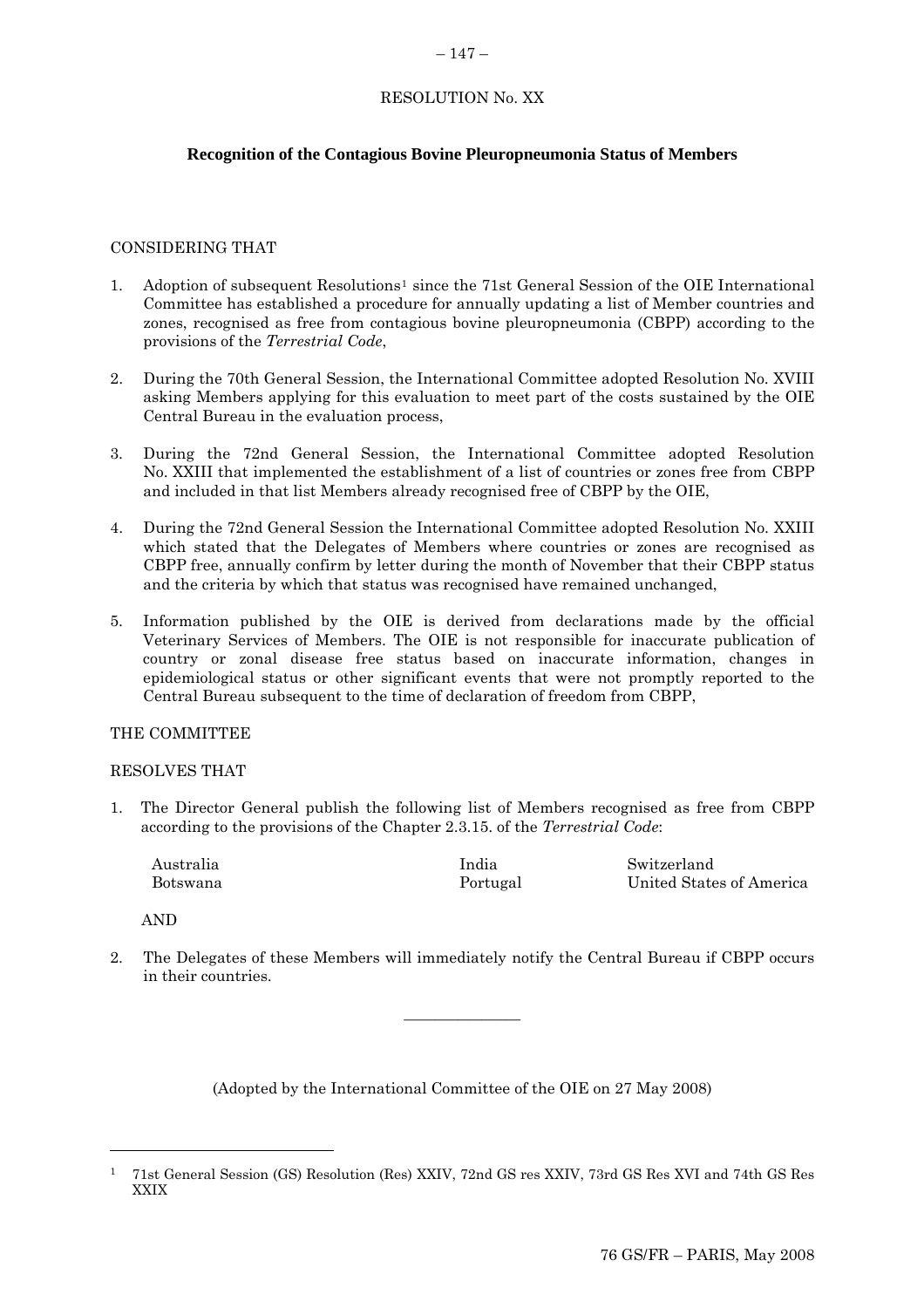RESOLUTION No. XX

**Recognition of the Contagious Bovine Pleuropneumonia Status of Members**

CONSIDERING THAT

1. Adoption of subsequent Resolutions[1] since the 71st General Session of the OIE International Committee has established a procedure for annually updating a list of Member countries and zones, recognised as free from contagious bovine pleuropneumonia (CBPP) according to the provisions of the *Terrestrial Code*,

2. During the 70th General Session, the International Committee adopted Resolution No. XVIII asking Members applying for this evaluation to meet part of the costs sustained by the OIE Central Bureau in the evaluation process,

3. During the 72nd General Session, the International Committee adopted Resolution No. XXIII that implemented the establishment of a list of countries or zones free from CBPP and included in that list Members already recognised free of CBPP by the OIE,

4. During the 72nd General Session the International Committee adopted Resolution No. XXIII which stated that the Delegates of Members where countries or zones are recognised as CBPP free, annually confirm by letter during the month of November that their CBPP status and the criteria by which that status was recognised have remained unchanged,

5. Information published by the OIE is derived from declarations made by the official Veterinary Services of Members. The OIE is not responsible for inaccurate publication of country or zonal disease free status based on inaccurate information, changes in epidemiological status or other significant events that were not promptly reported to the Central Bureau subsequent to the time of declaration of freedom from CBPP,

THE COMMITTEE

RESOLVES THAT

1. The Director General publish the following list of Members recognised as free from CBPP according to the provisions of the Chapter 2.3.15. of the *Terrestrial Code*:

   Australia
   Botswana
   India
   Portugal
   Switzerland
   United States of America

   AND

2. The Delegates of these Members will immediately notify the Central Bureau if CBPP occurs in their countries.

_______________

(Adopted by the International Committee of the OIE on 27 May 2008)

---

[1] 71st General Session (GS) Resolution (Res) XXIV, 72nd GS res XXIV, 73rd GS Res XVI and 74th GS Res XXIX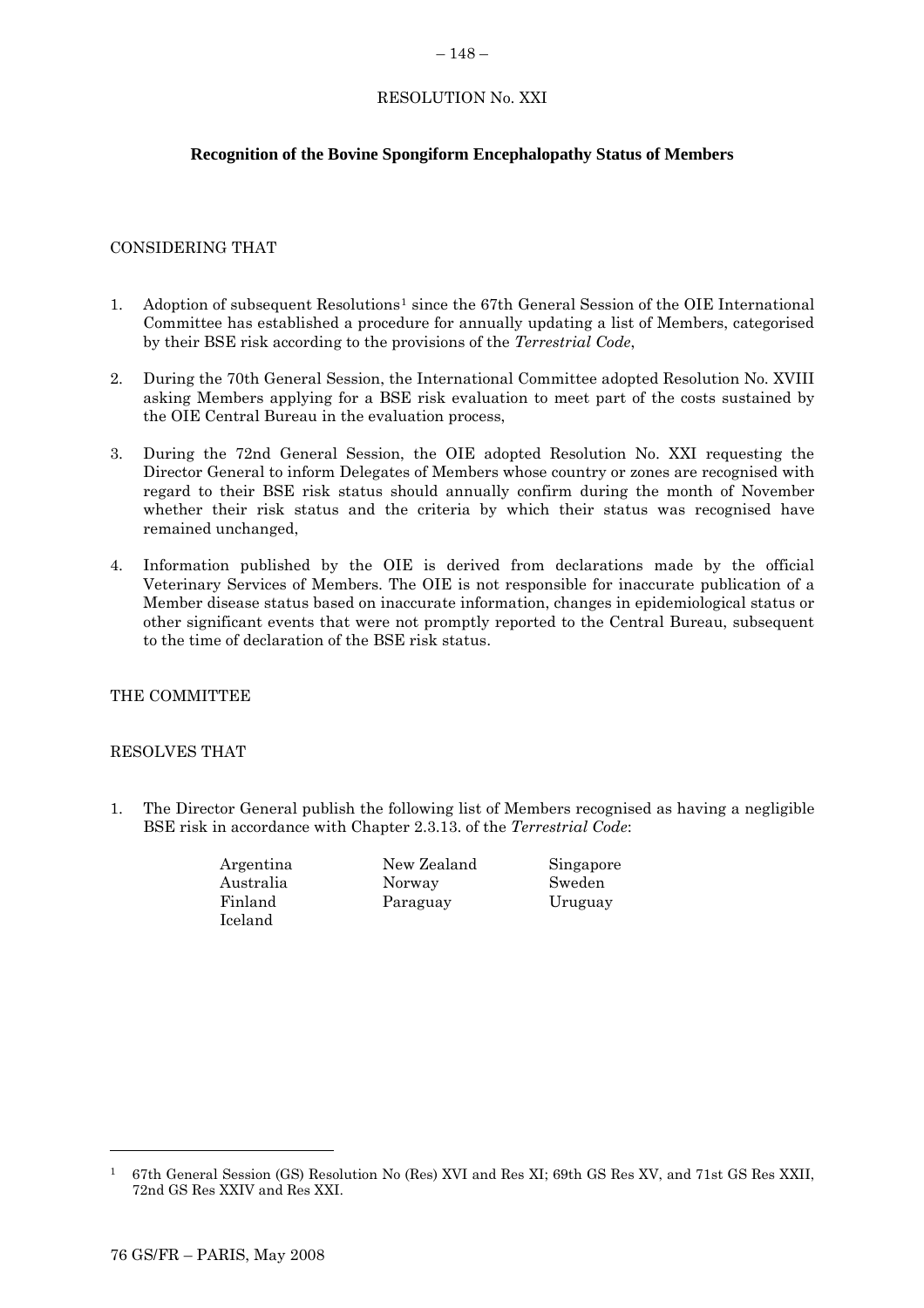RESOLUTION No. XXI

## Recognition of the Bovine Spongiform Encephalopathy Status of Members

CONSIDERING THAT

1. Adoption of subsequent Resolutions[1] since the 67th General Session of the OIE International Committee has established a procedure for annually updating a list of Members, categorised by their BSE risk according to the provisions of the *Terrestrial Code*,

2. During the 70th General Session, the International Committee adopted Resolution No. XVIII asking Members applying for a BSE risk evaluation to meet part of the costs sustained by the OIE Central Bureau in the evaluation process,

3. During the 72nd General Session, the OIE adopted Resolution No. XXI requesting the Director General to inform Delegates of Members whose country or zones are recognised with regard to their BSE risk status should annually confirm during the month of November whether their risk status and the criteria by which their status was recognised have remained unchanged,

4. Information published by the OIE is derived from declarations made by the official Veterinary Services of Members. The OIE is not responsible for inaccurate publication of a Member disease status based on inaccurate information, changes in epidemiological status or other significant events that were not promptly reported to the Central Bureau, subsequent to the time of declaration of the BSE risk status.

THE COMMITTEE

RESOLVES THAT

1. The Director General publish the following list of Members recognised as having a negligible BSE risk in accordance with Chapter 2.3.13. of the *Terrestrial Code*:

   Argentina
   Australia
   Finland
   Iceland
   New Zealand
   Norway
   Paraguay
   Singapore
   Sweden
   Uruguay

---

[1] 67th General Session (GS) Resolution No (Res) XVI and Res XI; 69th GS Res XV, and 71st GS Res XXII, 72nd GS Res XXIV and Res XXI.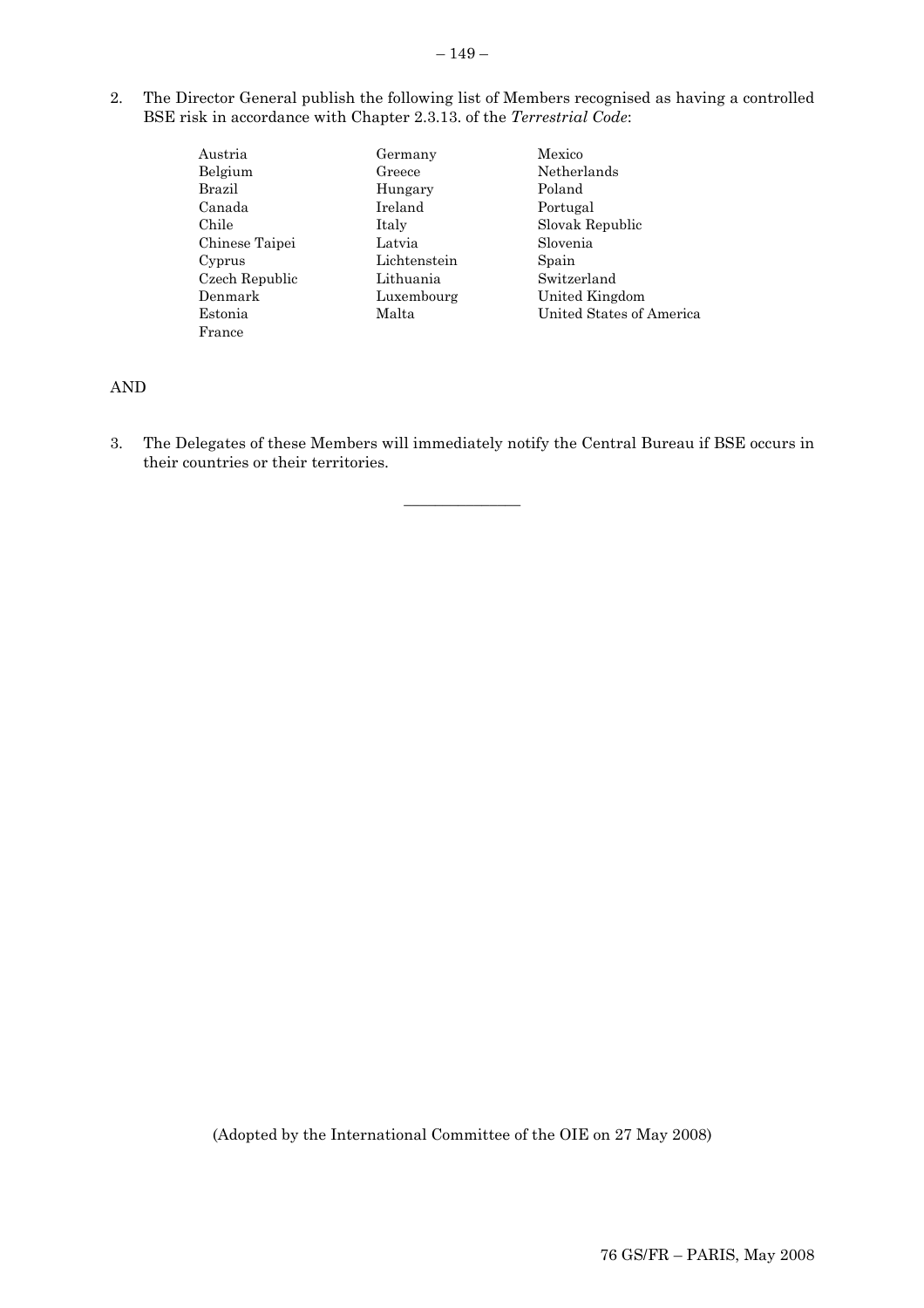2. The Director General publish the following list of Members recognised as having a controlled BSE risk in accordance with Chapter 2.3.13. of the *Terrestrial Code*:

| | | |
|---|---|---|
| Austria | Germany | Mexico |
| Belgium | Greece | Netherlands |
| Brazil | Hungary | Poland |
| Canada | Ireland | Portugal |
| Chile | Italy | Slovak Republic |
| Chinese Taipei | Latvia | Slovenia |
| Cyprus | Lichtenstein | Spain |
| Czech Republic | Lithuania | Switzerland |
| Denmark | Luxembourg | United Kingdom |
| Estonia | Malta | United States of America |
| France | | |

AND

3. The Delegates of these Members will immediately notify the Central Bureau if BSE occurs in their countries or their territories.

---

(Adopted by the International Committee of the OIE on 27 May 2008)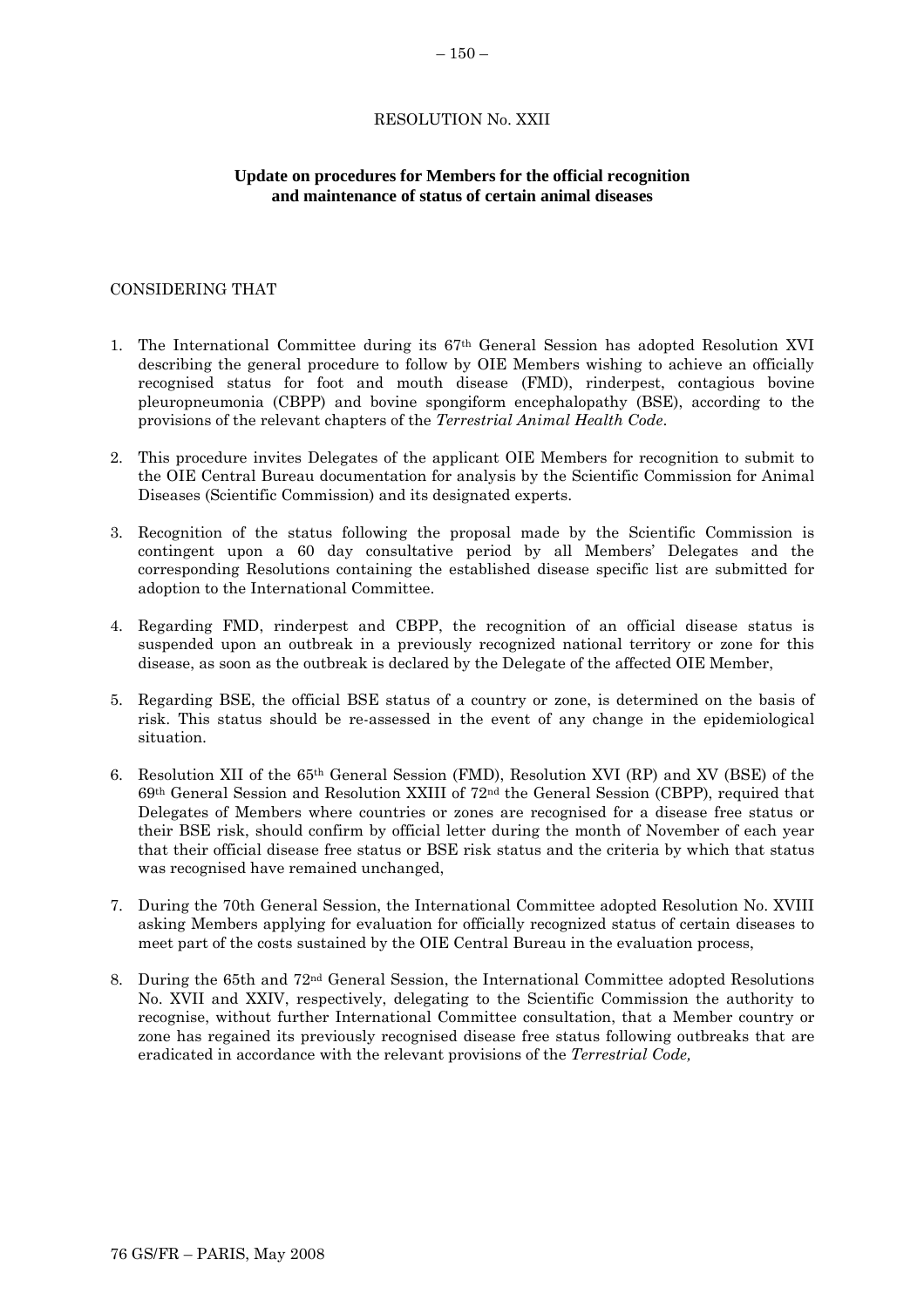RESOLUTION No. XXII

**Update on procedures for Members for the official recognition and maintenance of status of certain animal diseases**

CONSIDERING THAT

1. The International Committee during its 67th General Session has adopted Resolution XVI describing the general procedure to follow by OIE Members wishing to achieve an officially recognised status for foot and mouth disease (FMD), rinderpest, contagious bovine pleuropneumonia (CBPP) and bovine spongiform encephalopathy (BSE), according to the provisions of the relevant chapters of the *Terrestrial Animal Health Code*.

2. This procedure invites Delegates of the applicant OIE Members for recognition to submit to the OIE Central Bureau documentation for analysis by the Scientific Commission for Animal Diseases (Scientific Commission) and its designated experts.

3. Recognition of the status following the proposal made by the Scientific Commission is contingent upon a 60 day consultative period by all Members' Delegates and the corresponding Resolutions containing the established disease specific list are submitted for adoption to the International Committee.

4. Regarding FMD, rinderpest and CBPP, the recognition of an official disease status is suspended upon an outbreak in a previously recognized national territory or zone for this disease, as soon as the outbreak is declared by the Delegate of the affected OIE Member,

5. Regarding BSE, the official BSE status of a country or zone, is determined on the basis of risk. This status should be re-assessed in the event of any change in the epidemiological situation.

6. Resolution XII of the 65th General Session (FMD), Resolution XVI (RP) and XV (BSE) of the 69th General Session and Resolution XXIII of 72nd the General Session (CBPP), required that Delegates of Members where countries or zones are recognised for a disease free status or their BSE risk, should confirm by official letter during the month of November of each year that their official disease free status or BSE risk status and the criteria by which that status was recognised have remained unchanged,

7. During the 70th General Session, the International Committee adopted Resolution No. XVIII asking Members applying for evaluation for officially recognized status of certain diseases to meet part of the costs sustained by the OIE Central Bureau in the evaluation process,

8. During the 65th and 72nd General Session, the International Committee adopted Resolutions No. XVII and XXIV, respectively, delegating to the Scientific Commission the authority to recognise, without further International Committee consultation, that a Member country or zone has regained its previously recognised disease free status following outbreaks that are eradicated in accordance with the relevant provisions of the *Terrestrial Code,*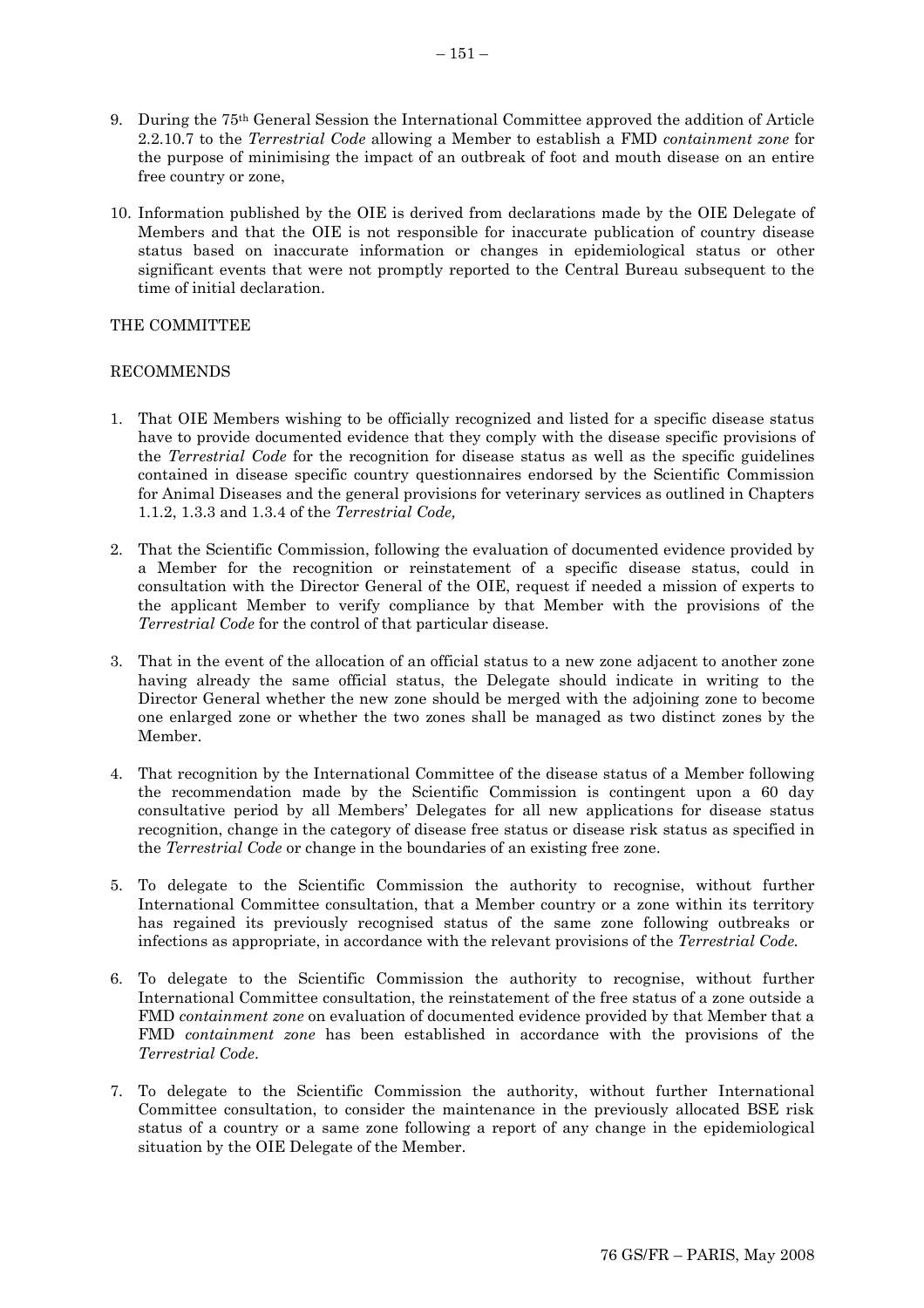9. During the 75th General Session the International Committee approved the addition of Article 2.2.10.7 to the *Terrestrial Code* allowing a Member to establish a FMD *containment zone* for the purpose of minimising the impact of an outbreak of foot and mouth disease on an entire free country or zone,

10. Information published by the OIE is derived from declarations made by the OIE Delegate of Members and that the OIE is not responsible for inaccurate publication of country disease status based on inaccurate information or changes in epidemiological status or other significant events that were not promptly reported to the Central Bureau subsequent to the time of initial declaration.

THE COMMITTEE

RECOMMENDS

1. That OIE Members wishing to be officially recognized and listed for a specific disease status have to provide documented evidence that they comply with the disease specific provisions of the *Terrestrial Code* for the recognition for disease status as well as the specific guidelines contained in disease specific country questionnaires endorsed by the Scientific Commission for Animal Diseases and the general provisions for veterinary services as outlined in Chapters 1.1.2, 1.3.3 and 1.3.4 of the *Terrestrial Code,*

2. That the Scientific Commission, following the evaluation of documented evidence provided by a Member for the recognition or reinstatement of a specific disease status, could in consultation with the Director General of the OIE, request if needed a mission of experts to the applicant Member to verify compliance by that Member with the provisions of the *Terrestrial Code* for the control of that particular disease.

3. That in the event of the allocation of an official status to a new zone adjacent to another zone having already the same official status, the Delegate should indicate in writing to the Director General whether the new zone should be merged with the adjoining zone to become one enlarged zone or whether the two zones shall be managed as two distinct zones by the Member.

4. That recognition by the International Committee of the disease status of a Member following the recommendation made by the Scientific Commission is contingent upon a 60 day consultative period by all Members' Delegates for all new applications for disease status recognition, change in the category of disease free status or disease risk status as specified in the *Terrestrial Code* or change in the boundaries of an existing free zone.

5. To delegate to the Scientific Commission the authority to recognise, without further International Committee consultation, that a Member country or a zone within its territory has regained its previously recognised status of the same zone following outbreaks or infections as appropriate, in accordance with the relevant provisions of the *Terrestrial Code.*

6. To delegate to the Scientific Commission the authority to recognise, without further International Committee consultation, the reinstatement of the free status of a zone outside a FMD *containment zone* on evaluation of documented evidence provided by that Member that a FMD *containment zone* has been established in accordance with the provisions of the *Terrestrial Code*.

7. To delegate to the Scientific Commission the authority, without further International Committee consultation, to consider the maintenance in the previously allocated BSE risk status of a country or a same zone following a report of any change in the epidemiological situation by the OIE Delegate of the Member.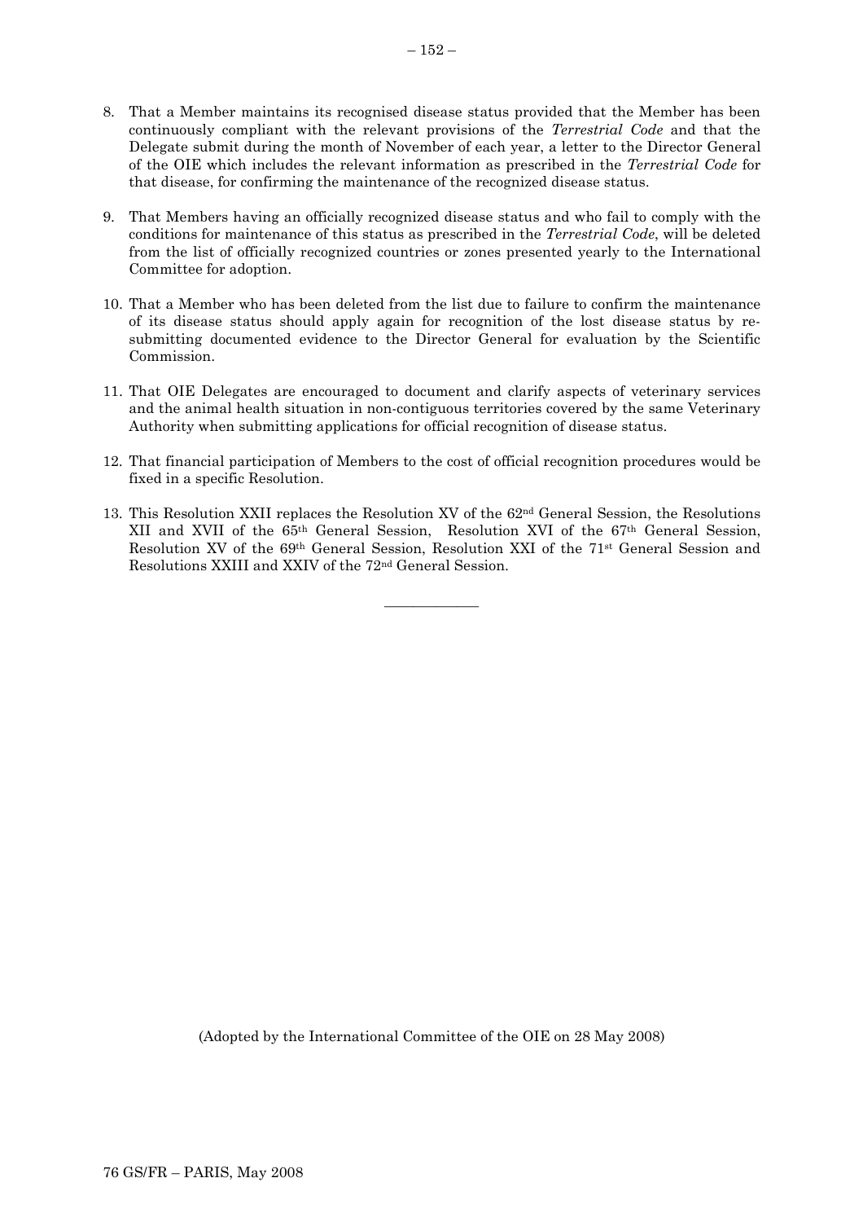8. That a Member maintains its recognised disease status provided that the Member has been continuously compliant with the relevant provisions of the *Terrestrial Code* and that the Delegate submit during the month of November of each year, a letter to the Director General of the OIE which includes the relevant information as prescribed in the *Terrestrial Code* for that disease, for confirming the maintenance of the recognized disease status.

9. That Members having an officially recognized disease status and who fail to comply with the conditions for maintenance of this status as prescribed in the *Terrestrial Code*, will be deleted from the list of officially recognized countries or zones presented yearly to the International Committee for adoption.

10. That a Member who has been deleted from the list due to failure to confirm the maintenance of its disease status should apply again for recognition of the lost disease status by re-submitting documented evidence to the Director General for evaluation by the Scientific Commission.

11. That OIE Delegates are encouraged to document and clarify aspects of veterinary services and the animal health situation in non-contiguous territories covered by the same Veterinary Authority when submitting applications for official recognition of disease status.

12. That financial participation of Members to the cost of official recognition procedures would be fixed in a specific Resolution.

13. This Resolution XXII replaces the Resolution XV of the 62nd General Session, the Resolutions XII and XVII of the 65th General Session, Resolution XVI of the 67th General Session, Resolution XV of the 69th General Session, Resolution XXI of the 71st General Session and Resolutions XXIII and XXIV of the 72nd General Session.

---

(Adopted by the International Committee of the OIE on 28 May 2008)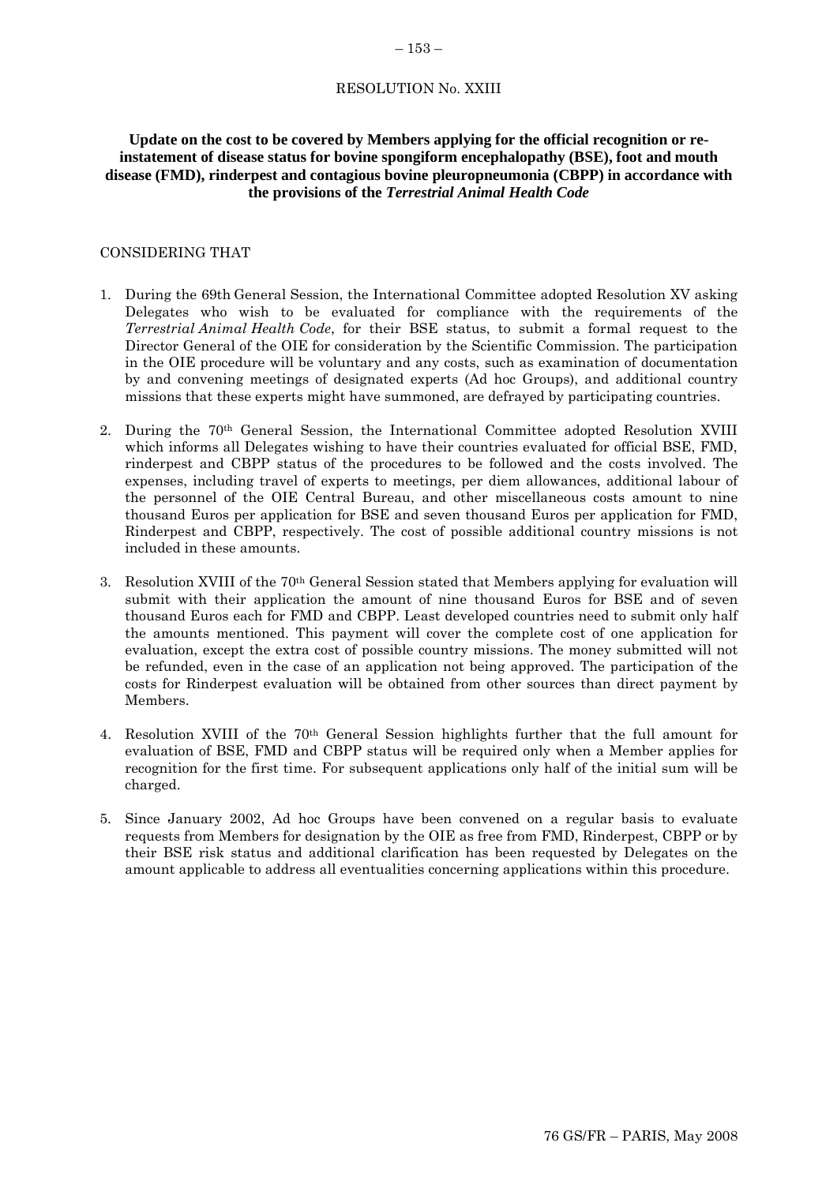# RESOLUTION No. XXIII

**Update on the cost to be covered by Members applying for the official recognition or re-instatement of disease status for bovine spongiform encephalopathy (BSE), foot and mouth disease (FMD), rinderpest and contagious bovine pleuropneumonia (CBPP) in accordance with the provisions of the *Terrestrial Animal Health Code***

CONSIDERING THAT

1. During the 69th General Session, the International Committee adopted Resolution XV asking Delegates who wish to be evaluated for compliance with the requirements of the *Terrestrial Animal Health Code*, for their BSE status, to submit a formal request to the Director General of the OIE for consideration by the Scientific Commission. The participation in the OIE procedure will be voluntary and any costs, such as examination of documentation by and convening meetings of designated experts (Ad hoc Groups), and additional country missions that these experts might have summoned, are defrayed by participating countries.

2. During the 70th General Session, the International Committee adopted Resolution XVIII which informs all Delegates wishing to have their countries evaluated for official BSE, FMD, rinderpest and CBPP status of the procedures to be followed and the costs involved. The expenses, including travel of experts to meetings, per diem allowances, additional labour of the personnel of the OIE Central Bureau, and other miscellaneous costs amount to nine thousand Euros per application for BSE and seven thousand Euros per application for FMD, Rinderpest and CBPP, respectively. The cost of possible additional country missions is not included in these amounts.

3. Resolution XVIII of the 70th General Session stated that Members applying for evaluation will submit with their application the amount of nine thousand Euros for BSE and of seven thousand Euros each for FMD and CBPP. Least developed countries need to submit only half the amounts mentioned. This payment will cover the complete cost of one application for evaluation, except the extra cost of possible country missions. The money submitted will not be refunded, even in the case of an application not being approved. The participation of the costs for Rinderpest evaluation will be obtained from other sources than direct payment by Members.

4. Resolution XVIII of the 70th General Session highlights further that the full amount for evaluation of BSE, FMD and CBPP status will be required only when a Member applies for recognition for the first time. For subsequent applications only half of the initial sum will be charged.

5. Since January 2002, Ad hoc Groups have been convened on a regular basis to evaluate requests from Members for designation by the OIE as free from FMD, Rinderpest, CBPP or by their BSE risk status and additional clarification has been requested by Delegates on the amount applicable to address all eventualities concerning applications within this procedure.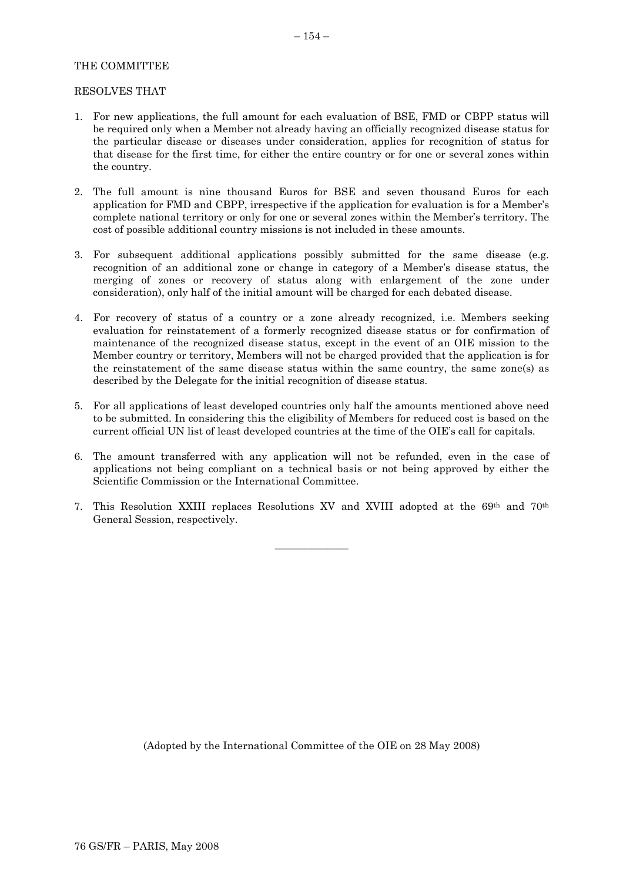THE COMMITTEE

RESOLVES THAT

1. For new applications, the full amount for each evaluation of BSE, FMD or CBPP status will be required only when a Member not already having an officially recognized disease status for the particular disease or diseases under consideration, applies for recognition of status for that disease for the first time, for either the entire country or for one or several zones within the country.

2. The full amount is nine thousand Euros for BSE and seven thousand Euros for each application for FMD and CBPP, irrespective if the application for evaluation is for a Member's complete national territory or only for one or several zones within the Member's territory. The cost of possible additional country missions is not included in these amounts.

3. For subsequent additional applications possibly submitted for the same disease (e.g. recognition of an additional zone or change in category of a Member's disease status, the merging of zones or recovery of status along with enlargement of the zone under consideration), only half of the initial amount will be charged for each debated disease.

4. For recovery of status of a country or a zone already recognized, i.e. Members seeking evaluation for reinstatement of a formerly recognized disease status or for confirmation of maintenance of the recognized disease status, except in the event of an OIE mission to the Member country or territory, Members will not be charged provided that the application is for the reinstatement of the same disease status within the same country, the same zone(s) as described by the Delegate for the initial recognition of disease status.

5. For all applications of least developed countries only half the amounts mentioned above need to be submitted. In considering this the eligibility of Members for reduced cost is based on the current official UN list of least developed countries at the time of the OIE's call for capitals.

6. The amount transferred with any application will not be refunded, even in the case of applications not being compliant on a technical basis or not being approved by either the Scientific Commission or the International Committee.

7. This Resolution XXIII replaces Resolutions XV and XVIII adopted at the 69th and 70th General Session, respectively.

(Adopted by the International Committee of the OIE on 28 May 2008)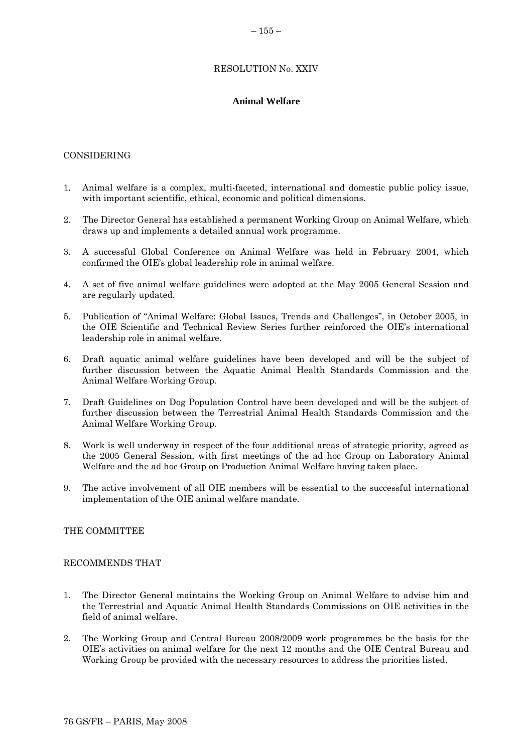RESOLUTION No. XXIV

## Animal Welfare

CONSIDERING

1. Animal welfare is a complex, multi-faceted, international and domestic public policy issue, with important scientific, ethical, economic and political dimensions.

2. The Director General has established a permanent Working Group on Animal Welfare, which draws up and implements a detailed annual work programme.

3. A successful Global Conference on Animal Welfare was held in February 2004, which confirmed the OIE's global leadership role in animal welfare.

4. A set of five animal welfare guidelines were adopted at the May 2005 General Session and are regularly updated.

5. Publication of "Animal Welfare: Global Issues, Trends and Challenges", in October 2005, in the OIE Scientific and Technical Review Series further reinforced the OIE's international leadership role in animal welfare.

6. Draft aquatic animal welfare guidelines have been developed and will be the subject of further discussion between the Aquatic Animal Health Standards Commission and the Animal Welfare Working Group.

7. Draft Guidelines on Dog Population Control have been developed and will be the subject of further discussion between the Terrestrial Animal Health Standards Commission and the Animal Welfare Working Group.

8. Work is well underway in respect of the four additional areas of strategic priority, agreed as the 2005 General Session, with first meetings of the ad hoc Group on Laboratory Animal Welfare and the ad hoc Group on Production Animal Welfare having taken place.

9. The active involvement of all OIE members will be essential to the successful international implementation of the OIE animal welfare mandate.

THE COMMITTEE

RECOMMENDS THAT

1. The Director General maintains the Working Group on Animal Welfare to advise him and the Terrestrial and Aquatic Animal Health Standards Commissions on OIE activities in the field of animal welfare.

2. The Working Group and Central Bureau 2008/2009 work programmes be the basis for the OIE's activities on animal welfare for the next 12 months and the OIE Central Bureau and Working Group be provided with the necessary resources to address the priorities listed.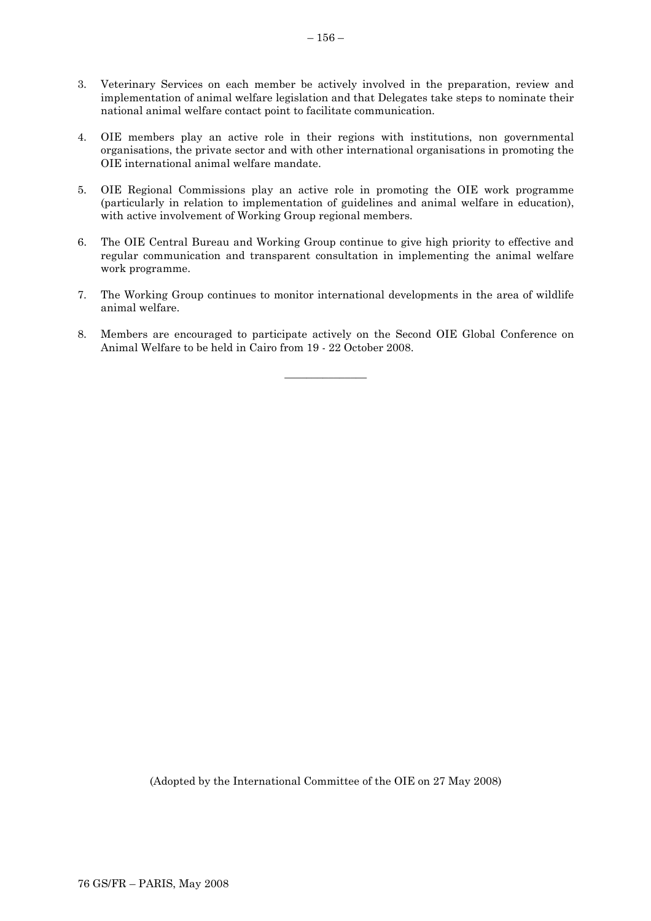3. Veterinary Services on each member be actively involved in the preparation, review and implementation of animal welfare legislation and that Delegates take steps to nominate their national animal welfare contact point to facilitate communication.

4. OIE members play an active role in their regions with institutions, non governmental organisations, the private sector and with other international organisations in promoting the OIE international animal welfare mandate.

5. OIE Regional Commissions play an active role in promoting the OIE work programme (particularly in relation to implementation of guidelines and animal welfare in education), with active involvement of Working Group regional members.

6. The OIE Central Bureau and Working Group continue to give high priority to effective and regular communication and transparent consultation in implementing the animal welfare work programme.

7. The Working Group continues to monitor international developments in the area of wildlife animal welfare.

8. Members are encouraged to participate actively on the Second OIE Global Conference on Animal Welfare to be held in Cairo from 19 - 22 October 2008.

---

(Adopted by the International Committee of the OIE on 27 May 2008)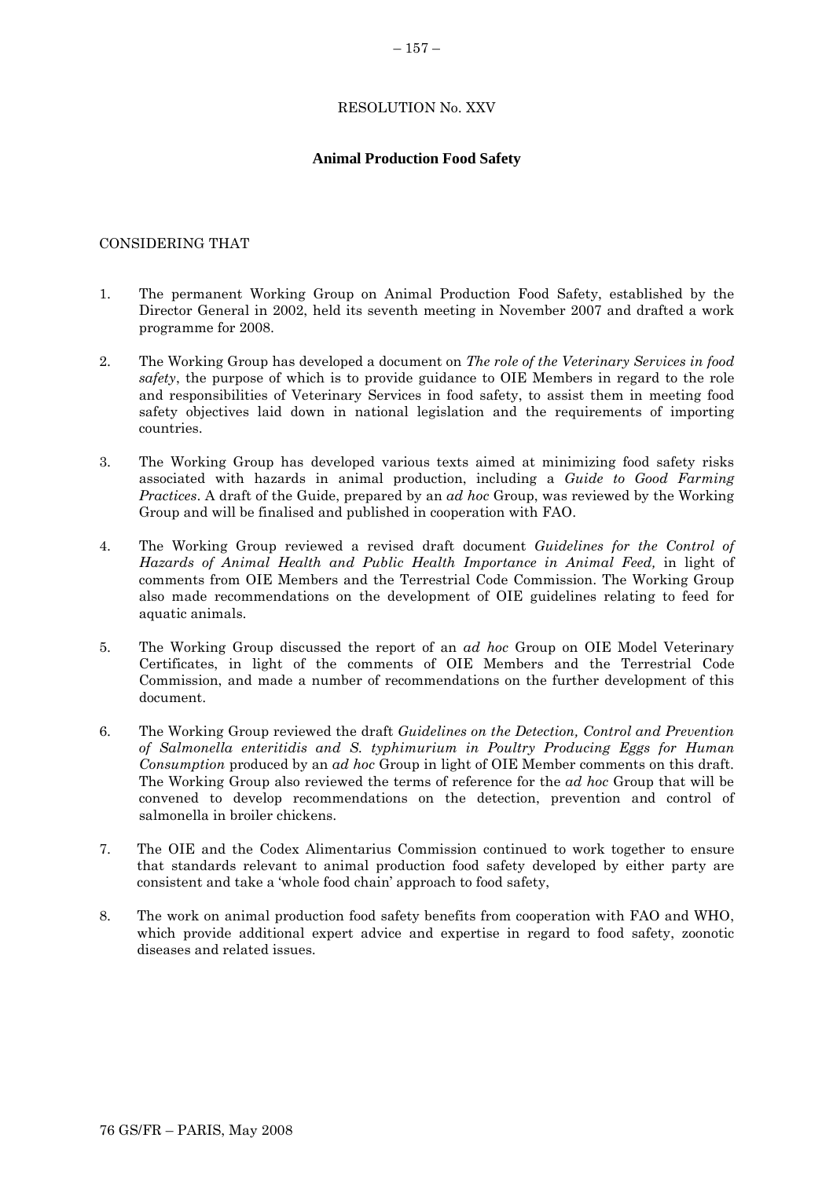RESOLUTION No. XXV

**Animal Production Food Safety**

CONSIDERING THAT

1. The permanent Working Group on Animal Production Food Safety, established by the Director General in 2002, held its seventh meeting in November 2007 and drafted a work programme for 2008.

2. The Working Group has developed a document on *The role of the Veterinary Services in food safety*, the purpose of which is to provide guidance to OIE Members in regard to the role and responsibilities of Veterinary Services in food safety, to assist them in meeting food safety objectives laid down in national legislation and the requirements of importing countries.

3. The Working Group has developed various texts aimed at minimizing food safety risks associated with hazards in animal production, including a *Guide to Good Farming Practices*. A draft of the Guide, prepared by an *ad hoc* Group, was reviewed by the Working Group and will be finalised and published in cooperation with FAO.

4. The Working Group reviewed a revised draft document *Guidelines for the Control of Hazards of Animal Health and Public Health Importance in Animal Feed,* in light of comments from OIE Members and the Terrestrial Code Commission. The Working Group also made recommendations on the development of OIE guidelines relating to feed for aquatic animals.

5. The Working Group discussed the report of an *ad hoc* Group on OIE Model Veterinary Certificates, in light of the comments of OIE Members and the Terrestrial Code Commission, and made a number of recommendations on the further development of this document.

6. The Working Group reviewed the draft *Guidelines on the Detection, Control and Prevention of Salmonella enteritidis and S. typhimurium in Poultry Producing Eggs for Human Consumption* produced by an *ad hoc* Group in light of OIE Member comments on this draft. The Working Group also reviewed the terms of reference for the *ad hoc* Group that will be convened to develop recommendations on the detection, prevention and control of salmonella in broiler chickens.

7. The OIE and the Codex Alimentarius Commission continued to work together to ensure that standards relevant to animal production food safety developed by either party are consistent and take a 'whole food chain' approach to food safety,

8. The work on animal production food safety benefits from cooperation with FAO and WHO, which provide additional expert advice and expertise in regard to food safety, zoonotic diseases and related issues.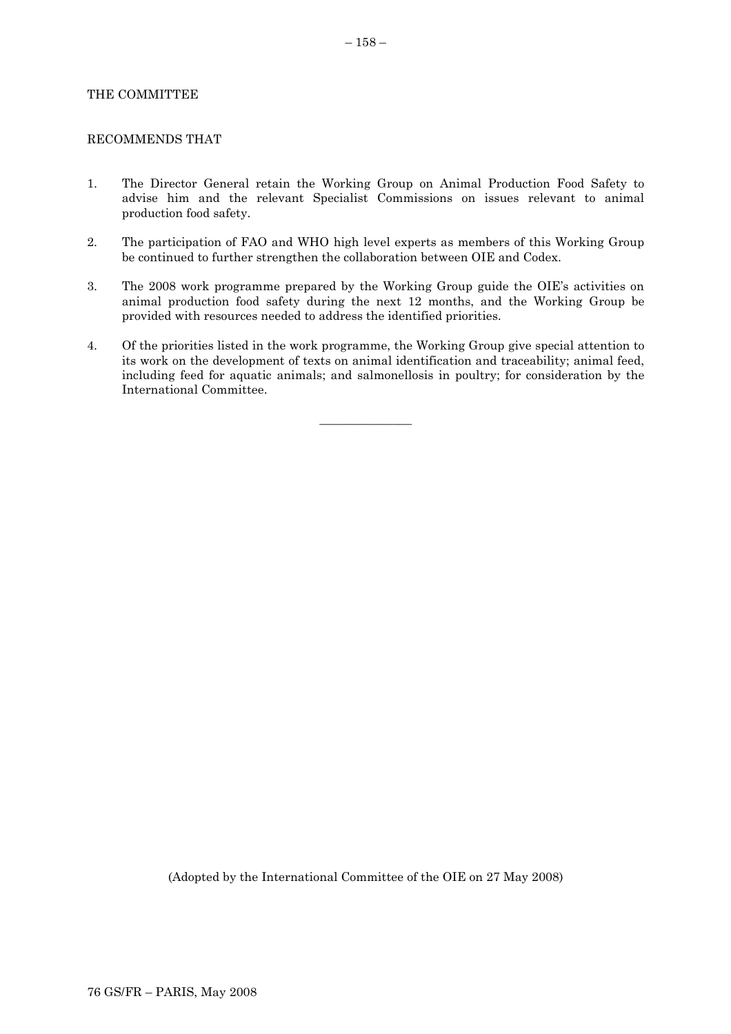THE COMMITTEE

RECOMMENDS THAT

1. The Director General retain the Working Group on Animal Production Food Safety to advise him and the relevant Specialist Commissions on issues relevant to animal production food safety.

2. The participation of FAO and WHO high level experts as members of this Working Group be continued to further strengthen the collaboration between OIE and Codex.

3. The 2008 work programme prepared by the Working Group guide the OIE's activities on animal production food safety during the next 12 months, and the Working Group be provided with resources needed to address the identified priorities.

4. Of the priorities listed in the work programme, the Working Group give special attention to its work on the development of texts on animal identification and traceability; animal feed, including feed for aquatic animals; and salmonellosis in poultry; for consideration by the International Committee.

---

(Adopted by the International Committee of the OIE on 27 May 2008)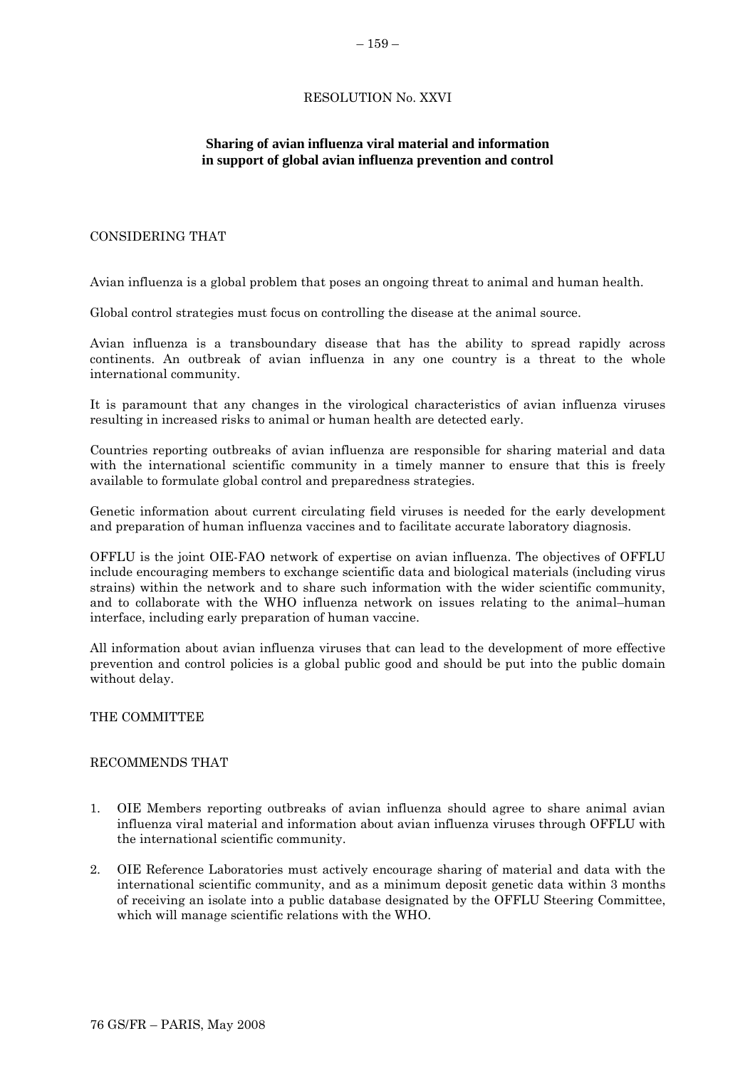RESOLUTION No. XXVI

## Sharing of avian influenza viral material and information in support of global avian influenza prevention and control

CONSIDERING THAT

Avian influenza is a global problem that poses an ongoing threat to animal and human health.

Global control strategies must focus on controlling the disease at the animal source.

Avian influenza is a transboundary disease that has the ability to spread rapidly across continents. An outbreak of avian influenza in any one country is a threat to the whole international community.

It is paramount that any changes in the virological characteristics of avian influenza viruses resulting in increased risks to animal or human health are detected early.

Countries reporting outbreaks of avian influenza are responsible for sharing material and data with the international scientific community in a timely manner to ensure that this is freely available to formulate global control and preparedness strategies.

Genetic information about current circulating field viruses is needed for the early development and preparation of human influenza vaccines and to facilitate accurate laboratory diagnosis.

OFFLU is the joint OIE-FAO network of expertise on avian influenza. The objectives of OFFLU include encouraging members to exchange scientific data and biological materials (including virus strains) within the network and to share such information with the wider scientific community, and to collaborate with the WHO influenza network on issues relating to the animal–human interface, including early preparation of human vaccine.

All information about avian influenza viruses that can lead to the development of more effective prevention and control policies is a global public good and should be put into the public domain without delay.

THE COMMITTEE

RECOMMENDS THAT

1. OIE Members reporting outbreaks of avian influenza should agree to share animal avian influenza viral material and information about avian influenza viruses through OFFLU with the international scientific community.

2. OIE Reference Laboratories must actively encourage sharing of material and data with the international scientific community, and as a minimum deposit genetic data within 3 months of receiving an isolate into a public database designated by the OFFLU Steering Committee, which will manage scientific relations with the WHO.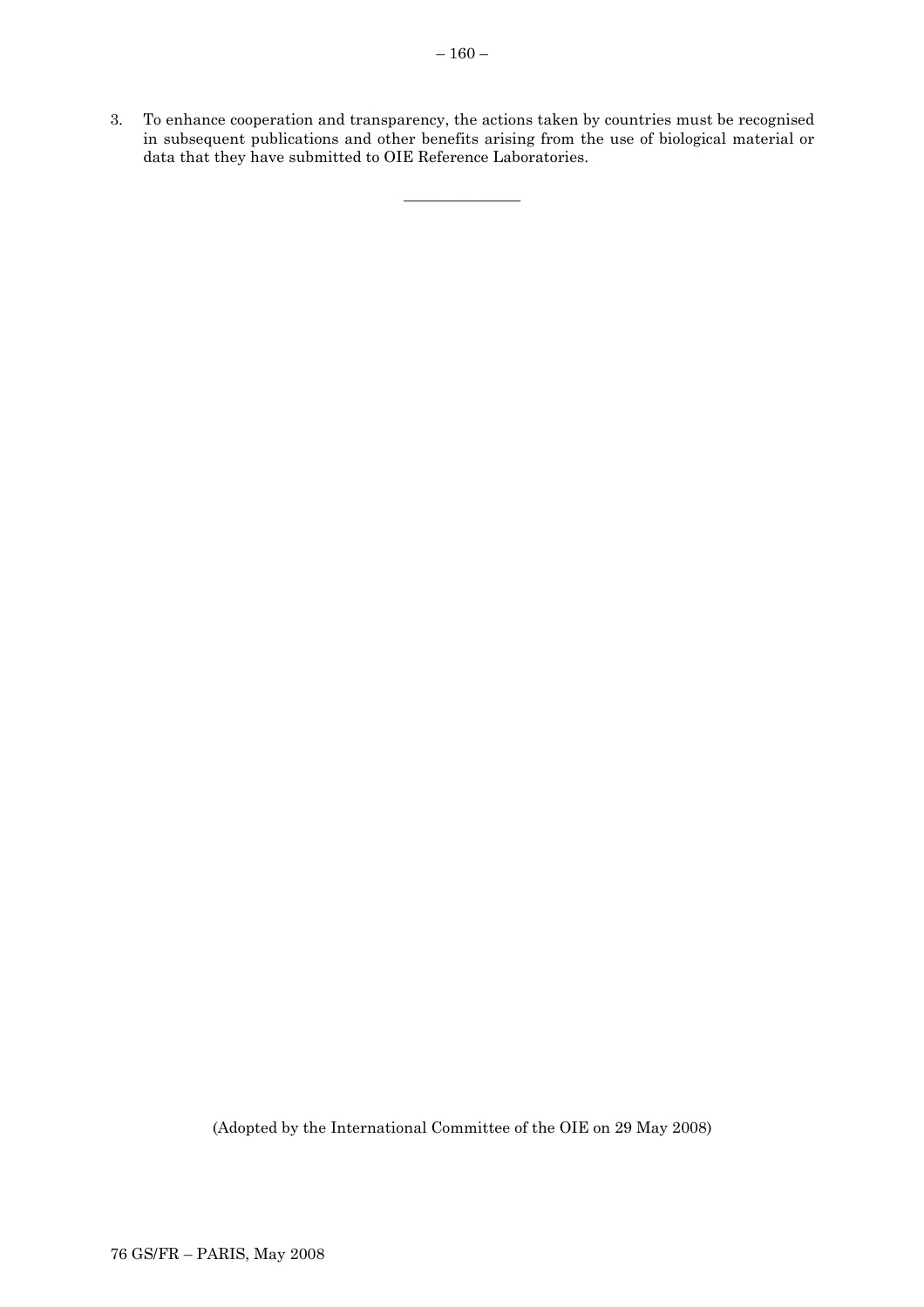3. To enhance cooperation and transparency, the actions taken by countries must be recognised in subsequent publications and other benefits arising from the use of biological material or data that they have submitted to OIE Reference Laboratories.

---

(Adopted by the International Committee of the OIE on 29 May 2008)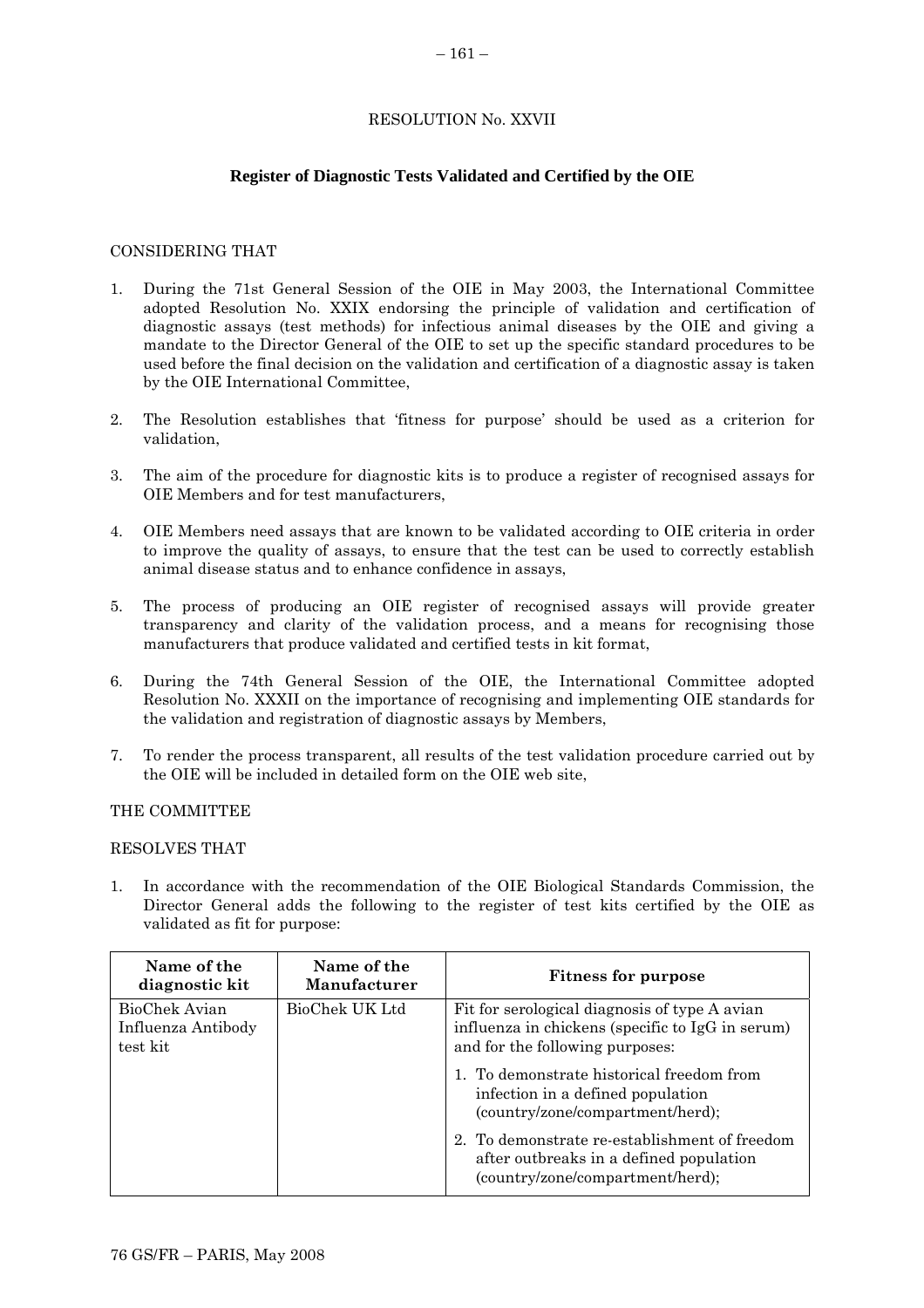RESOLUTION No. XXVII

**Register of Diagnostic Tests Validated and Certified by the OIE**

CONSIDERING THAT

1. During the 71st General Session of the OIE in May 2003, the International Committee adopted Resolution No. XXIX endorsing the principle of validation and certification of diagnostic assays (test methods) for infectious animal diseases by the OIE and giving a mandate to the Director General of the OIE to set up the specific standard procedures to be used before the final decision on the validation and certification of a diagnostic assay is taken by the OIE International Committee,

2. The Resolution establishes that 'fitness for purpose' should be used as a criterion for validation,

3. The aim of the procedure for diagnostic kits is to produce a register of recognised assays for OIE Members and for test manufacturers,

4. OIE Members need assays that are known to be validated according to OIE criteria in order to improve the quality of assays, to ensure that the test can be used to correctly establish animal disease status and to enhance confidence in assays,

5. The process of producing an OIE register of recognised assays will provide greater transparency and clarity of the validation process, and a means for recognising those manufacturers that produce validated and certified tests in kit format,

6. During the 74th General Session of the OIE, the International Committee adopted Resolution No. XXXII on the importance of recognising and implementing OIE standards for the validation and registration of diagnostic assays by Members,

7. To render the process transparent, all results of the test validation procedure carried out by the OIE will be included in detailed form on the OIE web site,

THE COMMITTEE

RESOLVES THAT

1. In accordance with the recommendation of the OIE Biological Standards Commission, the Director General adds the following to the register of test kits certified by the OIE as validated as fit for purpose:

| Name of the diagnostic kit | Name of the Manufacturer | Fitness for purpose |
|---|---|---|
| BioChek Avian Influenza Antibody test kit | BioChek UK Ltd | Fit for serological diagnosis of type A avian influenza in chickens (specific to IgG in serum) and for the following purposes:<br>1. To demonstrate historical freedom from infection in a defined population (country/zone/compartment/herd);<br>2. To demonstrate re-establishment of freedom after outbreaks in a defined population (country/zone/compartment/herd); |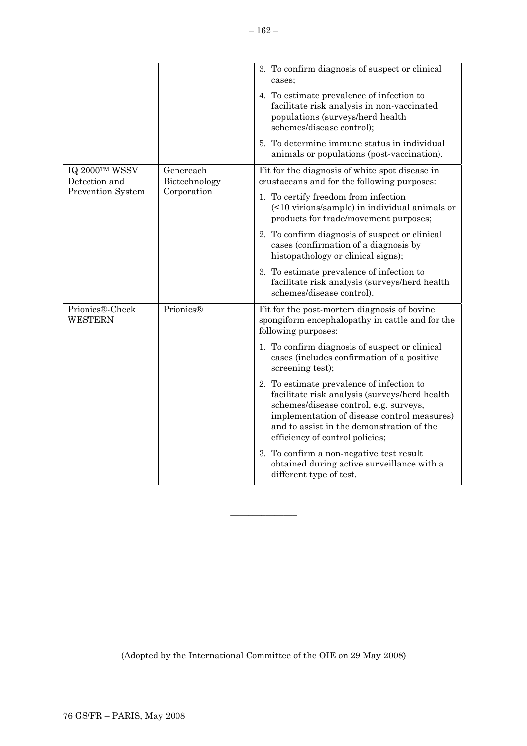| | | |
|---|---|---|
| | | 3. To confirm diagnosis of suspect or clinical cases;<br>4. To estimate prevalence of infection to facilitate risk analysis in non-vaccinated populations (surveys/herd health schemes/disease control);<br>5. To determine immune status in individual animals or populations (post-vaccination). |
| IQ 2000™ WSSV Detection and Prevention System | Genereach Biotechnology Corporation | Fit for the diagnosis of white spot disease in crustaceans and for the following purposes:<br>1. To certify freedom from infection (<10 virions/sample) in individual animals or products for trade/movement purposes;<br>2. To confirm diagnosis of suspect or clinical cases (confirmation of a diagnosis by histopathology or clinical signs);<br>3. To estimate prevalence of infection to facilitate risk analysis (surveys/herd health schemes/disease control). |
| Prionics®-Check WESTERN | Prionics® | Fit for the post-mortem diagnosis of bovine spongiform encephalopathy in cattle and for the following purposes:<br>1. To confirm diagnosis of suspect or clinical cases (includes confirmation of a positive screening test);<br>2. To estimate prevalence of infection to facilitate risk analysis (surveys/herd health schemes/disease control, e.g. surveys, implementation of disease control measures) and to assist in the demonstration of the efficiency of control policies;<br>3. To confirm a non-negative test result obtained during active surveillance with a different type of test. |

---

(Adopted by the International Committee of the OIE on 29 May 2008)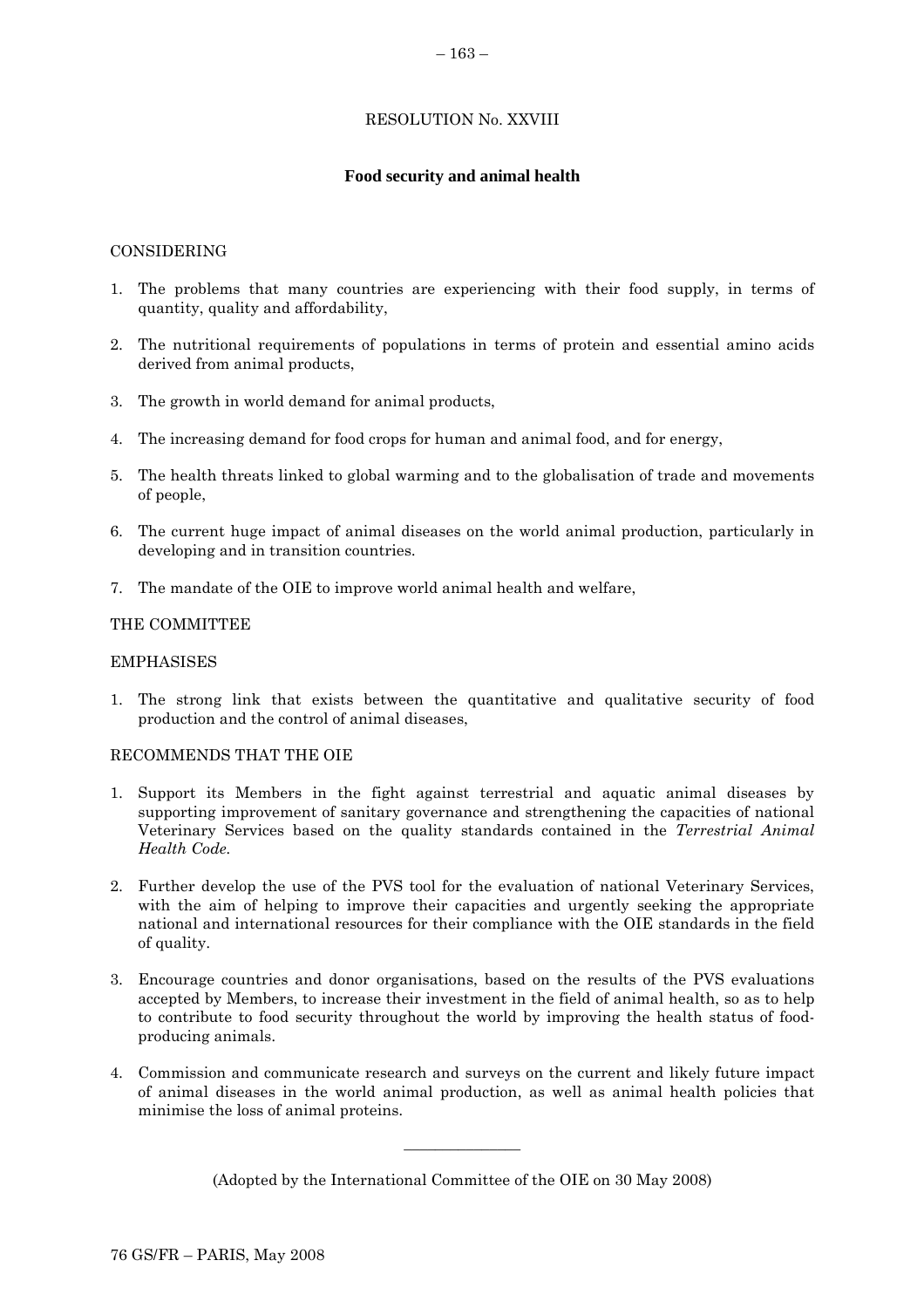RESOLUTION No. XXVIII

## Food security and animal health

CONSIDERING

1. The problems that many countries are experiencing with their food supply, in terms of quantity, quality and affordability,

2. The nutritional requirements of populations in terms of protein and essential amino acids derived from animal products,

3. The growth in world demand for animal products,

4. The increasing demand for food crops for human and animal food, and for energy,

5. The health threats linked to global warming and to the globalisation of trade and movements of people,

6. The current huge impact of animal diseases on the world animal production, particularly in developing and in transition countries.

7. The mandate of the OIE to improve world animal health and welfare,

THE COMMITTEE

EMPHASISES

1. The strong link that exists between the quantitative and qualitative security of food production and the control of animal diseases,

RECOMMENDS THAT THE OIE

1. Support its Members in the fight against terrestrial and aquatic animal diseases by supporting improvement of sanitary governance and strengthening the capacities of national Veterinary Services based on the quality standards contained in the *Terrestrial Animal Health Code.*

2. Further develop the use of the PVS tool for the evaluation of national Veterinary Services, with the aim of helping to improve their capacities and urgently seeking the appropriate national and international resources for their compliance with the OIE standards in the field of quality.

3. Encourage countries and donor organisations, based on the results of the PVS evaluations accepted by Members, to increase their investment in the field of animal health, so as to help to contribute to food security throughout the world by improving the health status of food-producing animals.

4. Commission and communicate research and surveys on the current and likely future impact of animal diseases in the world animal production, as well as animal health policies that minimise the loss of animal proteins.

---

(Adopted by the International Committee of the OIE on 30 May 2008)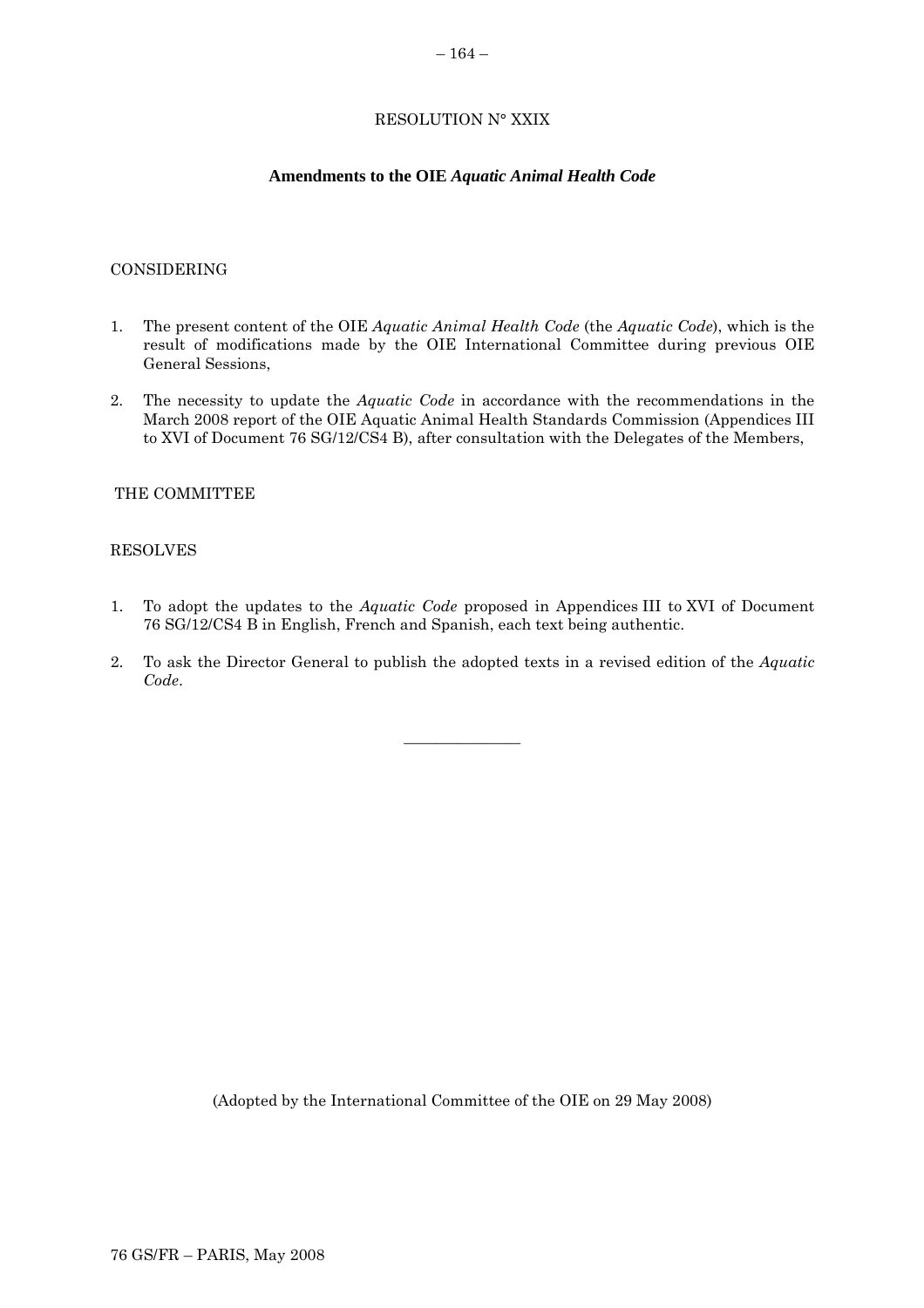RESOLUTION N° XXIX

## Amendments to the OIE *Aquatic Animal Health Code*

CONSIDERING

1. The present content of the OIE *Aquatic Animal Health Code* (the *Aquatic Code*), which is the result of modifications made by the OIE International Committee during previous OIE General Sessions,

2. The necessity to update the *Aquatic Code* in accordance with the recommendations in the March 2008 report of the OIE Aquatic Animal Health Standards Commission (Appendices III to XVI of Document 76 SG/12/CS4 B), after consultation with the Delegates of the Members,

THE COMMITTEE

RESOLVES

1. To adopt the updates to the *Aquatic Code* proposed in Appendices III to XVI of Document 76 SG/12/CS4 B in English, French and Spanish, each text being authentic.

2. To ask the Director General to publish the adopted texts in a revised edition of the *Aquatic Code*.

---

(Adopted by the International Committee of the OIE on 29 May 2008)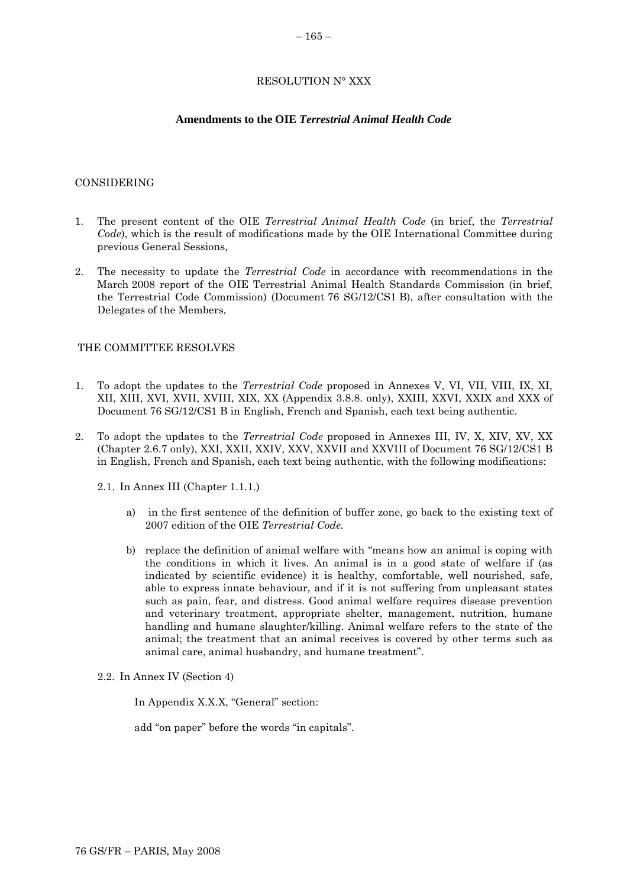RESOLUTION N° XXX

**Amendments to the OIE *Terrestrial Animal Health Code***

CONSIDERING

1. The present content of the OIE *Terrestrial Animal Health Code* (in brief, the *Terrestrial Code*), which is the result of modifications made by the OIE International Committee during previous General Sessions,

2. The necessity to update the *Terrestrial Code* in accordance with recommendations in the March 2008 report of the OIE Terrestrial Animal Health Standards Commission (in brief, the Terrestrial Code Commission) (Document 76 SG/12/CS1 B), after consultation with the Delegates of the Members,

THE COMMITTEE RESOLVES

1. To adopt the updates to the *Terrestrial Code* proposed in Annexes V, VI, VII, VIII, IX, XI, XII, XIII, XVI, XVII, XVIII, XIX, XX (Appendix 3.8.8. only), XXIII, XXVI, XXIX and XXX of Document 76 SG/12/CS1 B in English, French and Spanish, each text being authentic.

2. To adopt the updates to the *Terrestrial Code* proposed in Annexes III, IV, X, XIV, XV, XX (Chapter 2.6.7 only), XXI, XXII, XXIV, XXV, XXVII and XXVIII of Document 76 SG/12/CS1 B in English, French and Spanish, each text being authentic, with the following modifications:

   2.1. In Annex III (Chapter 1.1.1.)

   a) in the first sentence of the definition of buffer zone, go back to the existing text of 2007 edition of the OIE *Terrestrial Code.*

   b) replace the definition of animal welfare with "means how an animal is coping with the conditions in which it lives. An animal is in a good state of welfare if (as indicated by scientific evidence) it is healthy, comfortable, well nourished, safe, able to express innate behaviour, and if it is not suffering from unpleasant states such as pain, fear, and distress. Good animal welfare requires disease prevention and veterinary treatment, appropriate shelter, management, nutrition, humane handling and humane slaughter/killing. Animal welfare refers to the state of the animal; the treatment that an animal receives is covered by other terms such as animal care, animal husbandry, and humane treatment".

   2.2. In Annex IV (Section 4)

   In Appendix X.X.X, "General" section:

   add "on paper" before the words "in capitals".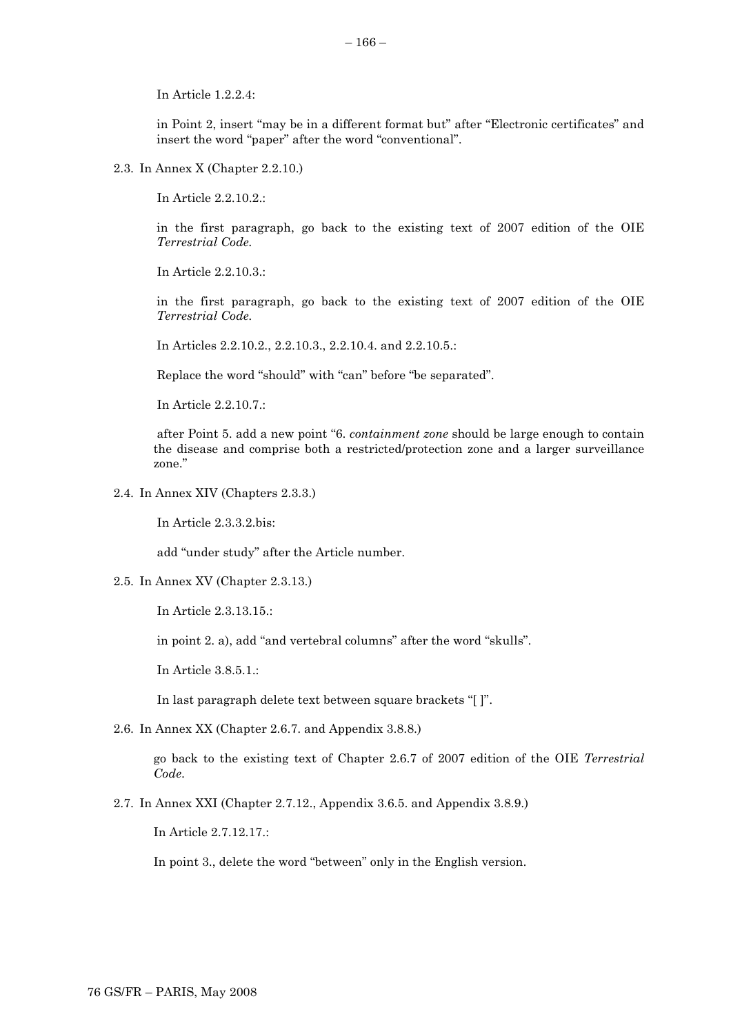In Article 1.2.2.4:

in Point 2, insert "may be in a different format but" after "Electronic certificates" and insert the word "paper" after the word "conventional".

2.3. In Annex X (Chapter 2.2.10.)

In Article 2.2.10.2.:

in the first paragraph, go back to the existing text of 2007 edition of the OIE *Terrestrial Code.*

In Article 2.2.10.3.:

in the first paragraph, go back to the existing text of 2007 edition of the OIE *Terrestrial Code.*

In Articles 2.2.10.2., 2.2.10.3., 2.2.10.4. and 2.2.10.5.:

Replace the word "should" with "can" before "be separated".

In Article 2.2.10.7.:

after Point 5. add a new point "6. *containment zone* should be large enough to contain the disease and comprise both a restricted/protection zone and a larger surveillance zone."

2.4. In Annex XIV (Chapters 2.3.3.)

In Article 2.3.3.2.bis:

add "under study" after the Article number.

2.5. In Annex XV (Chapter 2.3.13.)

In Article 2.3.13.15.:

in point 2. a), add "and vertebral columns" after the word "skulls".

In Article 3.8.5.1.:

In last paragraph delete text between square brackets "[ ]".

2.6. In Annex XX (Chapter 2.6.7. and Appendix 3.8.8.)

go back to the existing text of Chapter 2.6.7 of 2007 edition of the OIE *Terrestrial Code.*

2.7. In Annex XXI (Chapter 2.7.12., Appendix 3.6.5. and Appendix 3.8.9.)

In Article 2.7.12.17.:

In point 3., delete the word "between" only in the English version.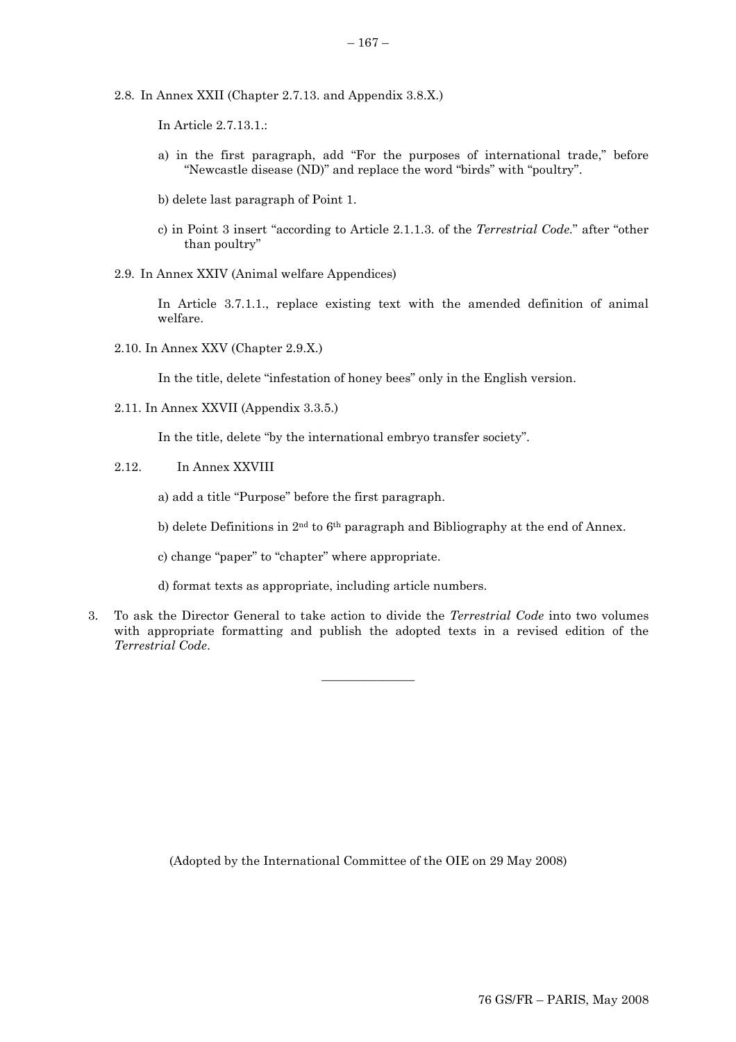2.8. In Annex XXII (Chapter 2.7.13. and Appendix 3.8.X.)

In Article 2.7.13.1.:

a) in the first paragraph, add "For the purposes of international trade," before "Newcastle disease (ND)" and replace the word "birds" with "poultry".

b) delete last paragraph of Point 1.

c) in Point 3 insert "according to Article 2.1.1.3. of the *Terrestrial Code*." after "other than poultry"

2.9. In Annex XXIV (Animal welfare Appendices)

In Article 3.7.1.1., replace existing text with the amended definition of animal welfare.

2.10. In Annex XXV (Chapter 2.9.X.)

In the title, delete "infestation of honey bees" only in the English version.

2.11. In Annex XXVII (Appendix 3.3.5.)

In the title, delete "by the international embryo transfer society".

2.12. In Annex XXVIII

a) add a title "Purpose" before the first paragraph.

b) delete Definitions in 2nd to 6th paragraph and Bibliography at the end of Annex.

c) change "paper" to "chapter" where appropriate.

d) format texts as appropriate, including article numbers.

3. To ask the Director General to take action to divide the *Terrestrial Code* into two volumes with appropriate formatting and publish the adopted texts in a revised edition of the *Terrestrial Code*.

---

(Adopted by the International Committee of the OIE on 29 May 2008)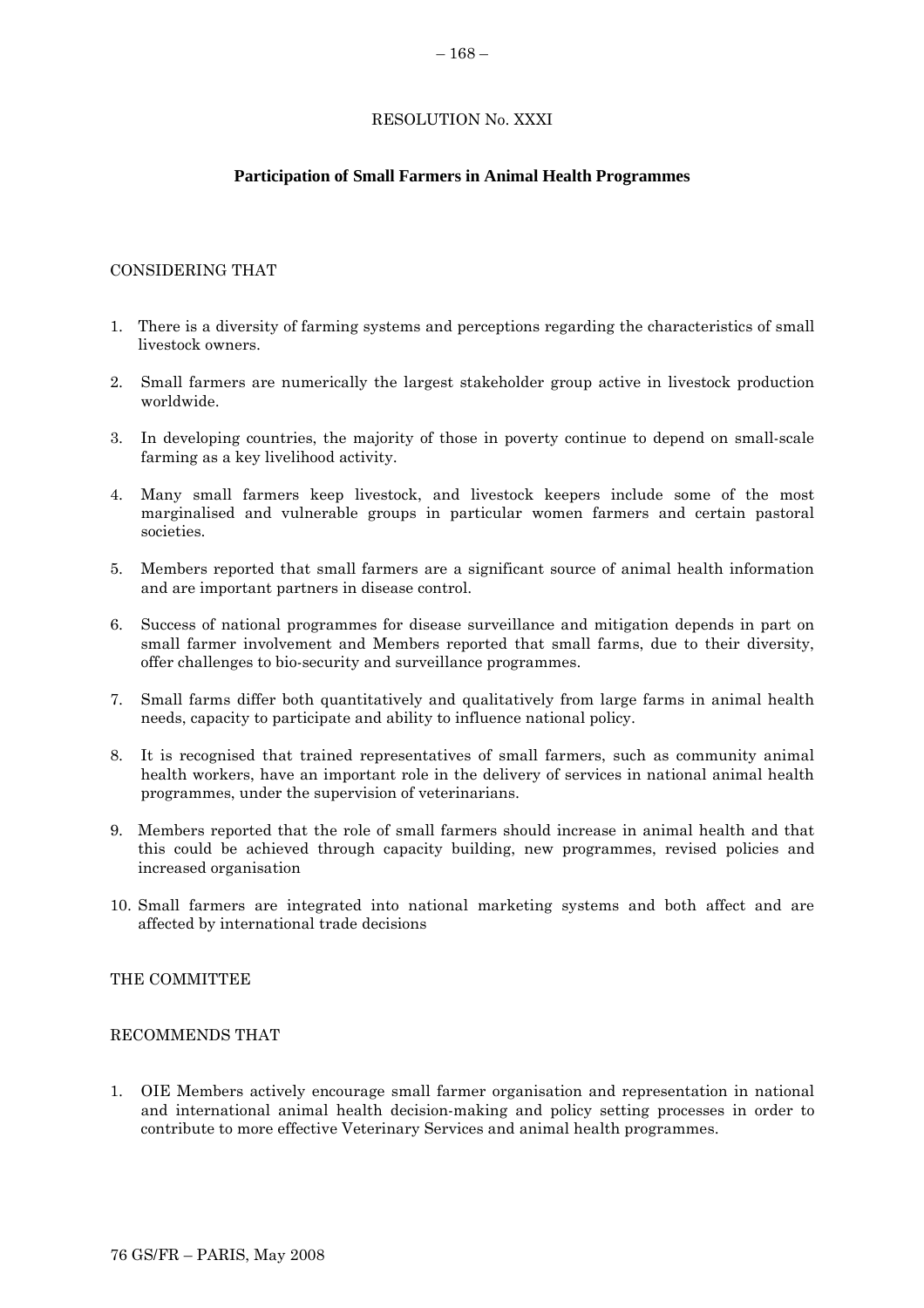RESOLUTION No. XXXI

## Participation of Small Farmers in Animal Health Programmes

CONSIDERING THAT

1. There is a diversity of farming systems and perceptions regarding the characteristics of small livestock owners.
2. Small farmers are numerically the largest stakeholder group active in livestock production worldwide.
3. In developing countries, the majority of those in poverty continue to depend on small-scale farming as a key livelihood activity.
4. Many small farmers keep livestock, and livestock keepers include some of the most marginalised and vulnerable groups in particular women farmers and certain pastoral societies.
5. Members reported that small farmers are a significant source of animal health information and are important partners in disease control.
6. Success of national programmes for disease surveillance and mitigation depends in part on small farmer involvement and Members reported that small farms, due to their diversity, offer challenges to bio-security and surveillance programmes.
7. Small farms differ both quantitatively and qualitatively from large farms in animal health needs, capacity to participate and ability to influence national policy.
8. It is recognised that trained representatives of small farmers, such as community animal health workers, have an important role in the delivery of services in national animal health programmes, under the supervision of veterinarians.
9. Members reported that the role of small farmers should increase in animal health and that this could be achieved through capacity building, new programmes, revised policies and increased organisation
10. Small farmers are integrated into national marketing systems and both affect and are affected by international trade decisions

THE COMMITTEE

RECOMMENDS THAT

1. OIE Members actively encourage small farmer organisation and representation in national and international animal health decision-making and policy setting processes in order to contribute to more effective Veterinary Services and animal health programmes.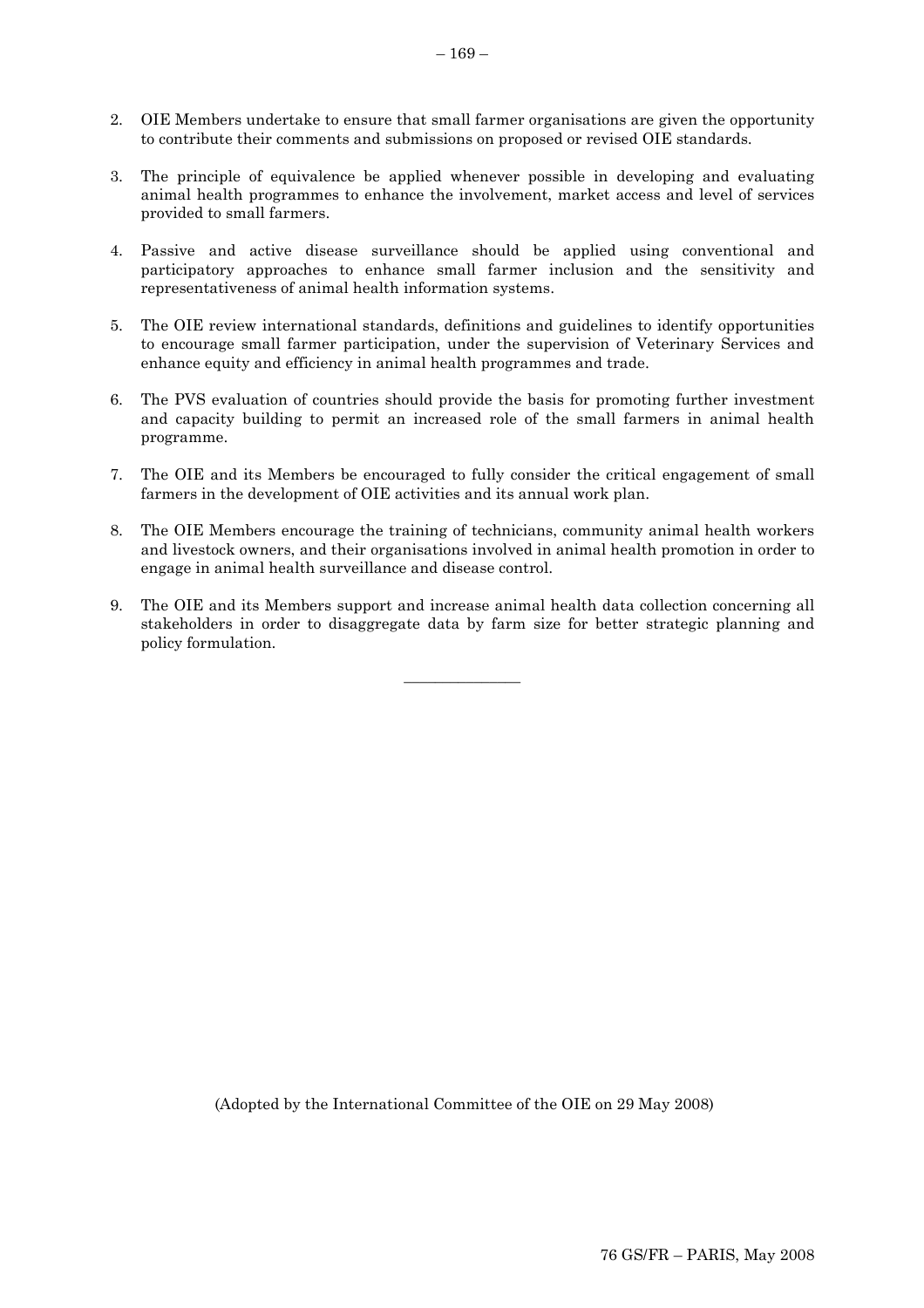2. OIE Members undertake to ensure that small farmer organisations are given the opportunity to contribute their comments and submissions on proposed or revised OIE standards.

3. The principle of equivalence be applied whenever possible in developing and evaluating animal health programmes to enhance the involvement, market access and level of services provided to small farmers.

4. Passive and active disease surveillance should be applied using conventional and participatory approaches to enhance small farmer inclusion and the sensitivity and representativeness of animal health information systems.

5. The OIE review international standards, definitions and guidelines to identify opportunities to encourage small farmer participation, under the supervision of Veterinary Services and enhance equity and efficiency in animal health programmes and trade.

6. The PVS evaluation of countries should provide the basis for promoting further investment and capacity building to permit an increased role of the small farmers in animal health programme.

7. The OIE and its Members be encouraged to fully consider the critical engagement of small farmers in the development of OIE activities and its annual work plan.

8. The OIE Members encourage the training of technicians, community animal health workers and livestock owners, and their organisations involved in animal health promotion in order to engage in animal health surveillance and disease control.

9. The OIE and its Members support and increase animal health data collection concerning all stakeholders in order to disaggregate data by farm size for better strategic planning and policy formulation.

---

(Adopted by the International Committee of the OIE on 29 May 2008)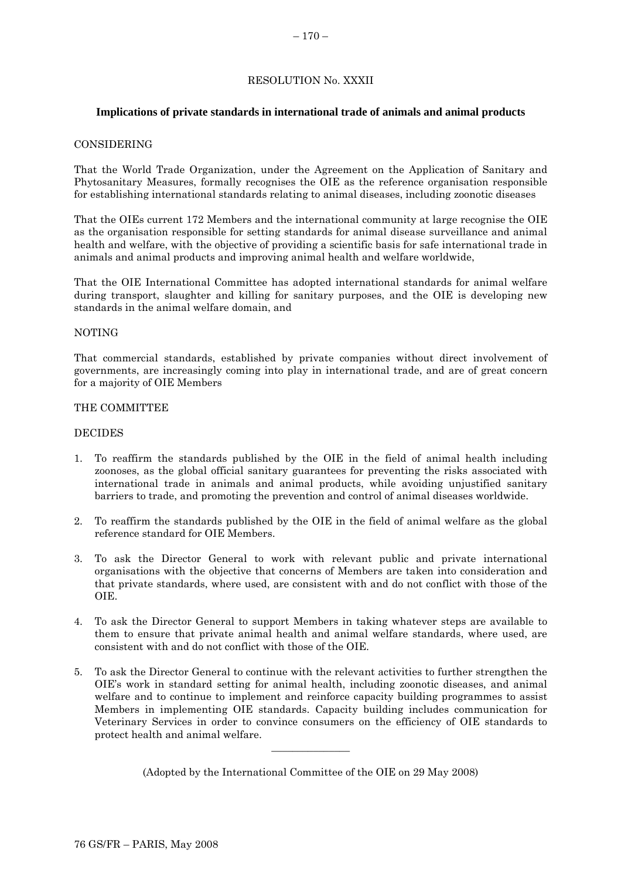RESOLUTION No. XXXII

**Implications of private standards in international trade of animals and animal products**

CONSIDERING

That the World Trade Organization, under the Agreement on the Application of Sanitary and Phytosanitary Measures, formally recognises the OIE as the reference organisation responsible for establishing international standards relating to animal diseases, including zoonotic diseases

That the OIEs current 172 Members and the international community at large recognise the OIE as the organisation responsible for setting standards for animal disease surveillance and animal health and welfare, with the objective of providing a scientific basis for safe international trade in animals and animal products and improving animal health and welfare worldwide,

That the OIE International Committee has adopted international standards for animal welfare during transport, slaughter and killing for sanitary purposes, and the OIE is developing new standards in the animal welfare domain, and

NOTING

That commercial standards, established by private companies without direct involvement of governments, are increasingly coming into play in international trade, and are of great concern for a majority of OIE Members

THE COMMITTEE

DECIDES

1. To reaffirm the standards published by the OIE in the field of animal health including zoonoses, as the global official sanitary guarantees for preventing the risks associated with international trade in animals and animal products, while avoiding unjustified sanitary barriers to trade, and promoting the prevention and control of animal diseases worldwide.

2. To reaffirm the standards published by the OIE in the field of animal welfare as the global reference standard for OIE Members.

3. To ask the Director General to work with relevant public and private international organisations with the objective that concerns of Members are taken into consideration and that private standards, where used, are consistent with and do not conflict with those of the OIE.

4. To ask the Director General to support Members in taking whatever steps are available to them to ensure that private animal health and animal welfare standards, where used, are consistent with and do not conflict with those of the OIE.

5. To ask the Director General to continue with the relevant activities to further strengthen the OIE's work in standard setting for animal health, including zoonotic diseases, and animal welfare and to continue to implement and reinforce capacity building programmes to assist Members in implementing OIE standards. Capacity building includes communication for Veterinary Services in order to convince consumers on the efficiency of OIE standards to protect health and animal welfare.

---

(Adopted by the International Committee of the OIE on 29 May 2008)